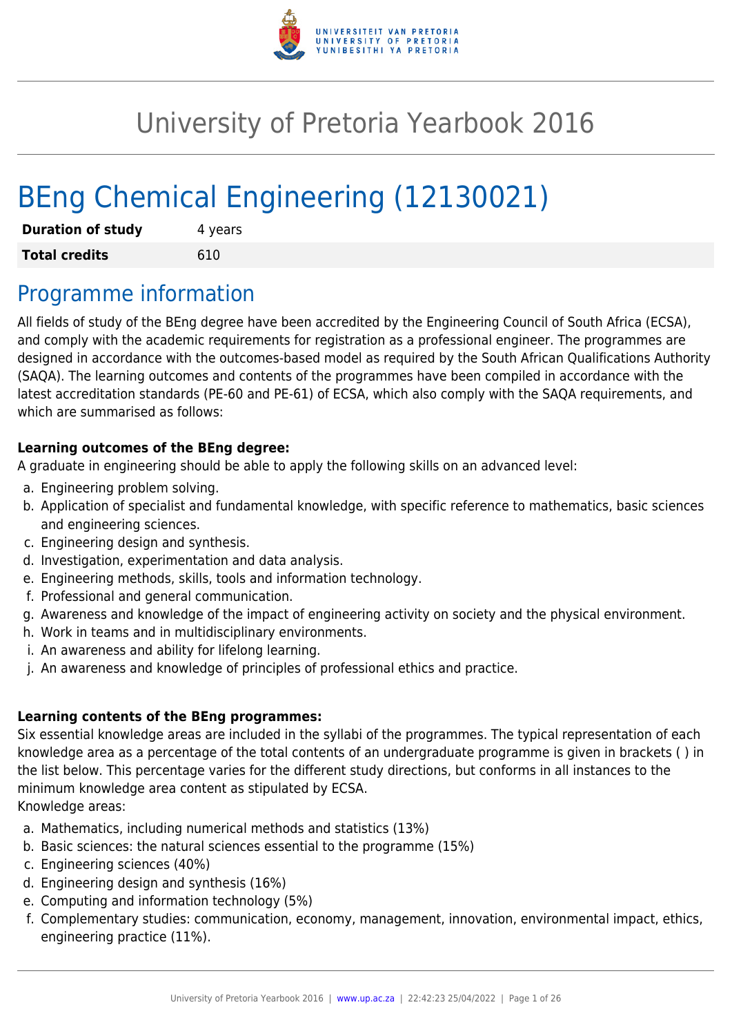# University of Pretoria Yearbook 2016

# BEng Chemical Engineering (12130021)

| | |
|---|---|
| **Duration of study** | 4 years |
| **Total credits** | 610 |

## Programme information

All fields of study of the BEng degree have been accredited by the Engineering Council of South Africa (ECSA), and comply with the academic requirements for registration as a professional engineer. The programmes are designed in accordance with the outcomes-based model as required by the South African Qualifications Authority (SAQA). The learning outcomes and contents of the programmes have been compiled in accordance with the latest accreditation standards (PE-60 and PE-61) of ECSA, which also comply with the SAQA requirements, and which are summarised as follows:

**Learning outcomes of the BEng degree:**
A graduate in engineering should be able to apply the following skills on an advanced level:

a. Engineering problem solving.
b. Application of specialist and fundamental knowledge, with specific reference to mathematics, basic sciences and engineering sciences.
c. Engineering design and synthesis.
d. Investigation, experimentation and data analysis.
e. Engineering methods, skills, tools and information technology.
f. Professional and general communication.
g. Awareness and knowledge of the impact of engineering activity on society and the physical environment.
h. Work in teams and in multidisciplinary environments.
i. An awareness and ability for lifelong learning.
j. An awareness and knowledge of principles of professional ethics and practice.

**Learning contents of the BEng programmes:**
Six essential knowledge areas are included in the syllabi of the programmes. The typical representation of each knowledge area as a percentage of the total contents of an undergraduate programme is given in brackets ( ) in the list below. This percentage varies for the different study directions, but conforms in all instances to the minimum knowledge area content as stipulated by ECSA.
Knowledge areas:

a. Mathematics, including numerical methods and statistics (13%)
b. Basic sciences: the natural sciences essential to the programme (15%)
c. Engineering sciences (40%)
d. Engineering design and synthesis (16%)
e. Computing and information technology (5%)
f. Complementary studies: communication, economy, management, innovation, environmental impact, ethics, engineering practice (11%).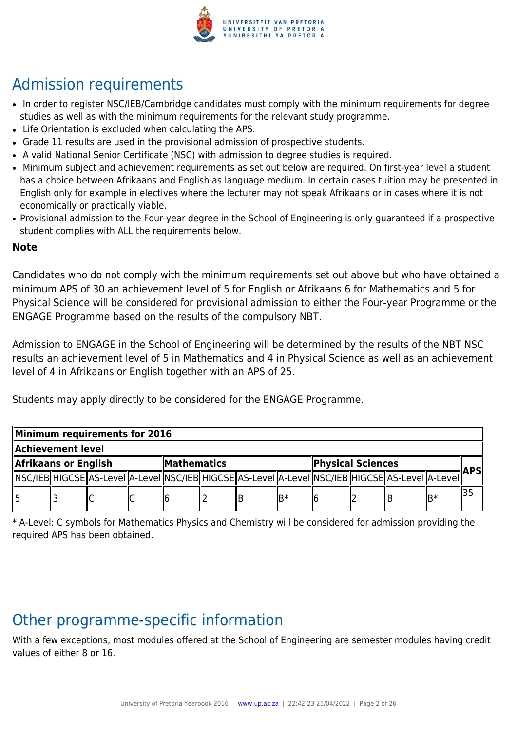# Admission requirements

- In order to register NSC/IEB/Cambridge candidates must comply with the minimum requirements for degree studies as well as with the minimum requirements for the relevant study programme.
- Life Orientation is excluded when calculating the APS.
- Grade 11 results are used in the provisional admission of prospective students.
- A valid National Senior Certificate (NSC) with admission to degree studies is required.
- Minimum subject and achievement requirements as set out below are required. On first-year level a student has a choice between Afrikaans and English as language medium. In certain cases tuition may be presented in English only for example in electives where the lecturer may not speak Afrikaans or in cases where it is not economically or practically viable.
- Provisional admission to the Four-year degree in the School of Engineering is only guaranteed if a prospective student complies with ALL the requirements below.

**Note**

Candidates who do not comply with the minimum requirements set out above but who have obtained a minimum APS of 30 an achievement level of 5 for English or Afrikaans 6 for Mathematics and 5 for Physical Science will be considered for provisional admission to either the Four-year Programme or the ENGAGE Programme based on the results of the compulsory NBT.

Admission to ENGAGE in the School of Engineering will be determined by the results of the NBT NSC results an achievement level of 5 in Mathematics and 4 in Physical Science as well as an achievement level of 4 in Afrikaans or English together with an APS of 25.

Students may apply directly to be considered for the ENGAGE Programme.

| **Minimum requirements for 2016** | | | | | | | | | | | | |
|---|---|---|---|---|---|---|---|---|---|---|---|---|
| **Achievement level** | | | | | | | | | | | | |
| **Afrikaans or English** | | | | **Mathematics** | | | | **Physical Sciences** | | | | **APS** |
| NSC/IEB | HIGCSE | AS-Level | A-Level | NSC/IEB | HIGCSE | AS-Level | A-Level | NSC/IEB | HIGCSE | AS-Level | A-Level | |
| 5 | 3 | C | C | 6 | 2 | B | B* | 6 | 2 | B | B* | 35 |

* A-Level: C symbols for Mathematics Physics and Chemistry will be considered for admission providing the required APS has been obtained.

# Other programme-specific information

With a few exceptions, most modules offered at the School of Engineering are semester modules having credit values of either 8 or 16.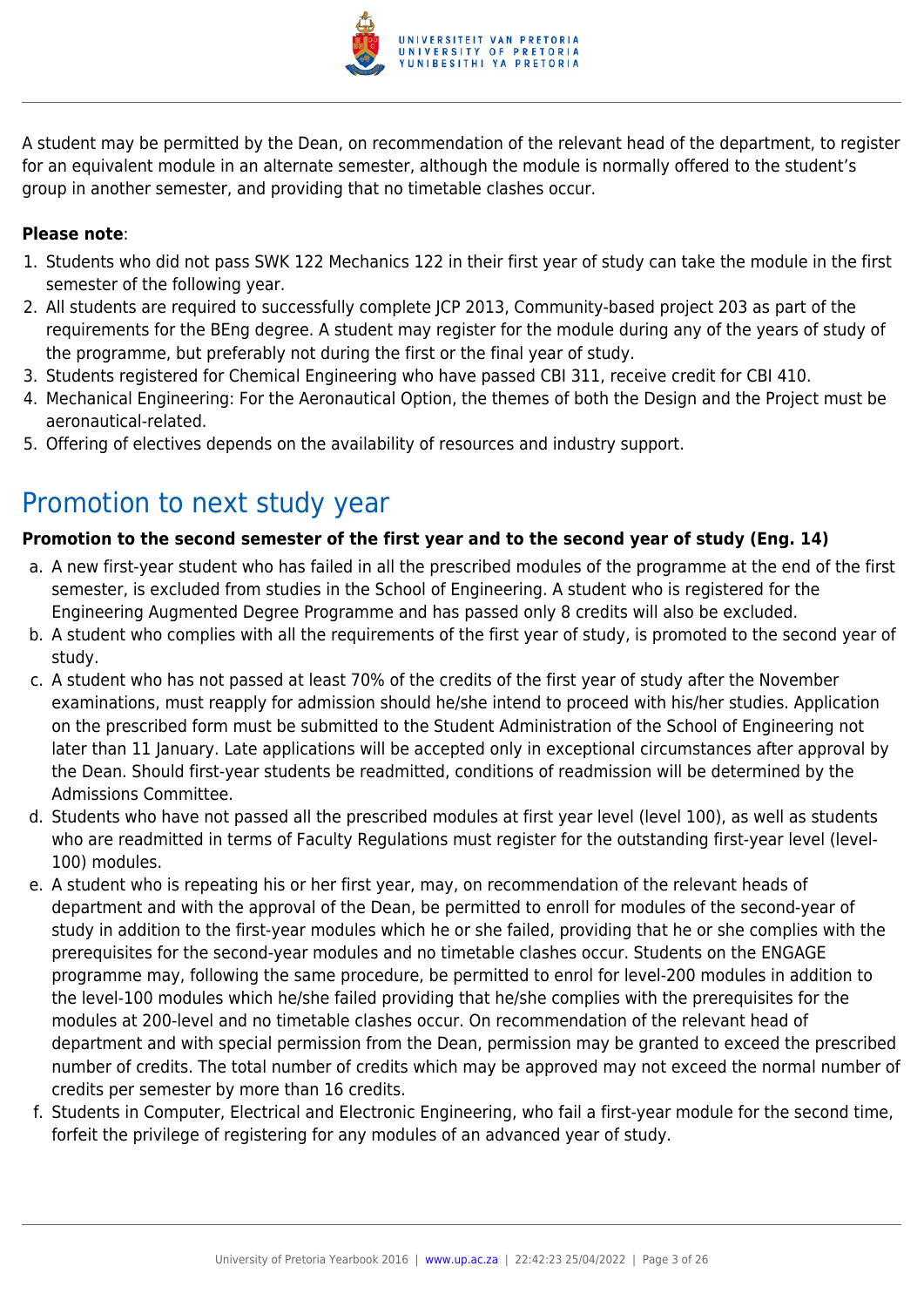A student may be permitted by the Dean, on recommendation of the relevant head of the department, to register for an equivalent module in an alternate semester, although the module is normally offered to the student's group in another semester, and providing that no timetable clashes occur.

**Please note**:

1. Students who did not pass SWK 122 Mechanics 122 in their first year of study can take the module in the first semester of the following year.
2. All students are required to successfully complete JCP 2013, Community-based project 203 as part of the requirements for the BEng degree. A student may register for the module during any of the years of study of the programme, but preferably not during the first or the final year of study.
3. Students registered for Chemical Engineering who have passed CBI 311, receive credit for CBI 410.
4. Mechanical Engineering: For the Aeronautical Option, the themes of both the Design and the Project must be aeronautical-related.
5. Offering of electives depends on the availability of resources and industry support.

# Promotion to next study year

**Promotion to the second semester of the first year and to the second year of study (Eng. 14)**

a. A new first-year student who has failed in all the prescribed modules of the programme at the end of the first semester, is excluded from studies in the School of Engineering. A student who is registered for the Engineering Augmented Degree Programme and has passed only 8 credits will also be excluded.

b. A student who complies with all the requirements of the first year of study, is promoted to the second year of study.

c. A student who has not passed at least 70% of the credits of the first year of study after the November examinations, must reapply for admission should he/she intend to proceed with his/her studies. Application on the prescribed form must be submitted to the Student Administration of the School of Engineering not later than 11 January. Late applications will be accepted only in exceptional circumstances after approval by the Dean. Should first-year students be readmitted, conditions of readmission will be determined by the Admissions Committee.

d. Students who have not passed all the prescribed modules at first year level (level 100), as well as students who are readmitted in terms of Faculty Regulations must register for the outstanding first-year level (level-100) modules.

e. A student who is repeating his or her first year, may, on recommendation of the relevant heads of department and with the approval of the Dean, be permitted to enroll for modules of the second-year of study in addition to the first-year modules which he or she failed, providing that he or she complies with the prerequisites for the second-year modules and no timetable clashes occur. Students on the ENGAGE programme may, following the same procedure, be permitted to enrol for level-200 modules in addition to the level-100 modules which he/she failed providing that he/she complies with the prerequisites for the modules at 200-level and no timetable clashes occur. On recommendation of the relevant head of department and with special permission from the Dean, permission may be granted to exceed the prescribed number of credits. The total number of credits which may be approved may not exceed the normal number of credits per semester by more than 16 credits.

f. Students in Computer, Electrical and Electronic Engineering, who fail a first-year module for the second time, forfeit the privilege of registering for any modules of an advanced year of study.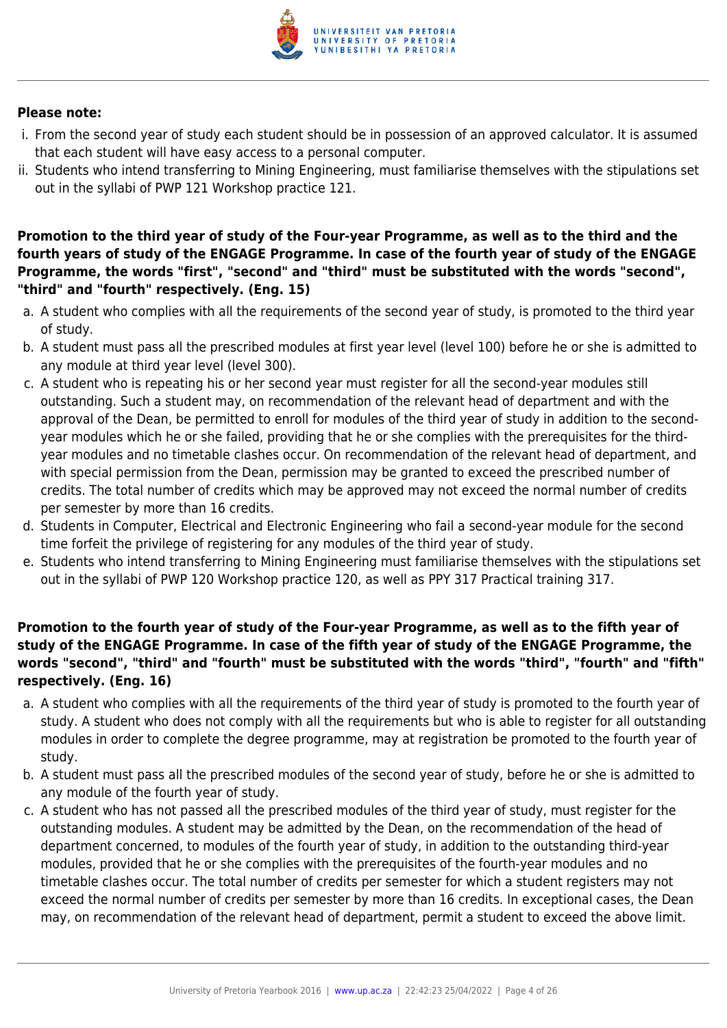**Please note:**

i. From the second year of study each student should be in possession of an approved calculator. It is assumed that each student will have easy access to a personal computer.
ii. Students who intend transferring to Mining Engineering, must familiarise themselves with the stipulations set out in the syllabi of PWP 121 Workshop practice 121.

**Promotion to the third year of study of the Four-year Programme, as well as to the third and the fourth years of study of the ENGAGE Programme. In case of the fourth year of study of the ENGAGE Programme, the words "first", "second" and "third" must be substituted with the words "second", "third" and "fourth" respectively. (Eng. 15)**

a. A student who complies with all the requirements of the second year of study, is promoted to the third year of study.
b. A student must pass all the prescribed modules at first year level (level 100) before he or she is admitted to any module at third year level (level 300).
c. A student who is repeating his or her second year must register for all the second-year modules still outstanding. Such a student may, on recommendation of the relevant head of department and with the approval of the Dean, be permitted to enroll for modules of the third year of study in addition to the second-year modules which he or she failed, providing that he or she complies with the prerequisites for the third-year modules and no timetable clashes occur. On recommendation of the relevant head of department, and with special permission from the Dean, permission may be granted to exceed the prescribed number of credits. The total number of credits which may be approved may not exceed the normal number of credits per semester by more than 16 credits.
d. Students in Computer, Electrical and Electronic Engineering who fail a second-year module for the second time forfeit the privilege of registering for any modules of the third year of study.
e. Students who intend transferring to Mining Engineering must familiarise themselves with the stipulations set out in the syllabi of PWP 120 Workshop practice 120, as well as PPY 317 Practical training 317.

**Promotion to the fourth year of study of the Four-year Programme, as well as to the fifth year of study of the ENGAGE Programme. In case of the fifth year of study of the ENGAGE Programme, the words "second", "third" and "fourth" must be substituted with the words "third", "fourth" and "fifth" respectively. (Eng. 16)**

a. A student who complies with all the requirements of the third year of study is promoted to the fourth year of study. A student who does not comply with all the requirements but who is able to register for all outstanding modules in order to complete the degree programme, may at registration be promoted to the fourth year of study.
b. A student must pass all the prescribed modules of the second year of study, before he or she is admitted to any module of the fourth year of study.
c. A student who has not passed all the prescribed modules of the third year of study, must register for the outstanding modules. A student may be admitted by the Dean, on the recommendation of the head of department concerned, to modules of the fourth year of study, in addition to the outstanding third-year modules, provided that he or she complies with the prerequisites of the fourth-year modules and no timetable clashes occur. The total number of credits per semester for which a student registers may not exceed the normal number of credits per semester by more than 16 credits. In exceptional cases, the Dean may, on recommendation of the relevant head of department, permit a student to exceed the above limit.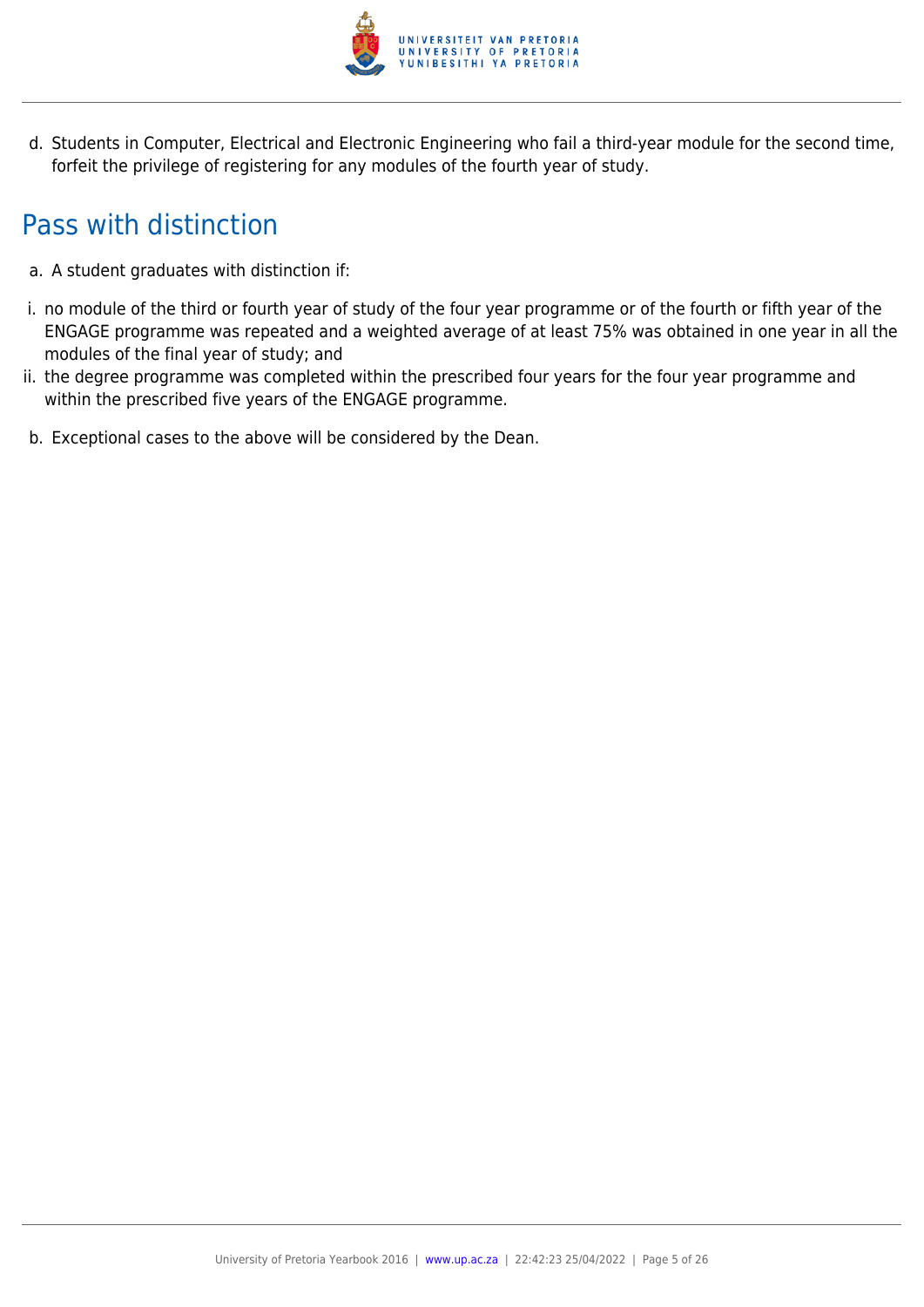d. Students in Computer, Electrical and Electronic Engineering who fail a third-year module for the second time, forfeit the privilege of registering for any modules of the fourth year of study.

## Pass with distinction

a. A student graduates with distinction if:

i. no module of the third or fourth year of study of the four year programme or of the fourth or fifth year of the ENGAGE programme was repeated and a weighted average of at least 75% was obtained in one year in all the modules of the final year of study; and

ii. the degree programme was completed within the prescribed four years for the four year programme and within the prescribed five years of the ENGAGE programme.

b. Exceptional cases to the above will be considered by the Dean.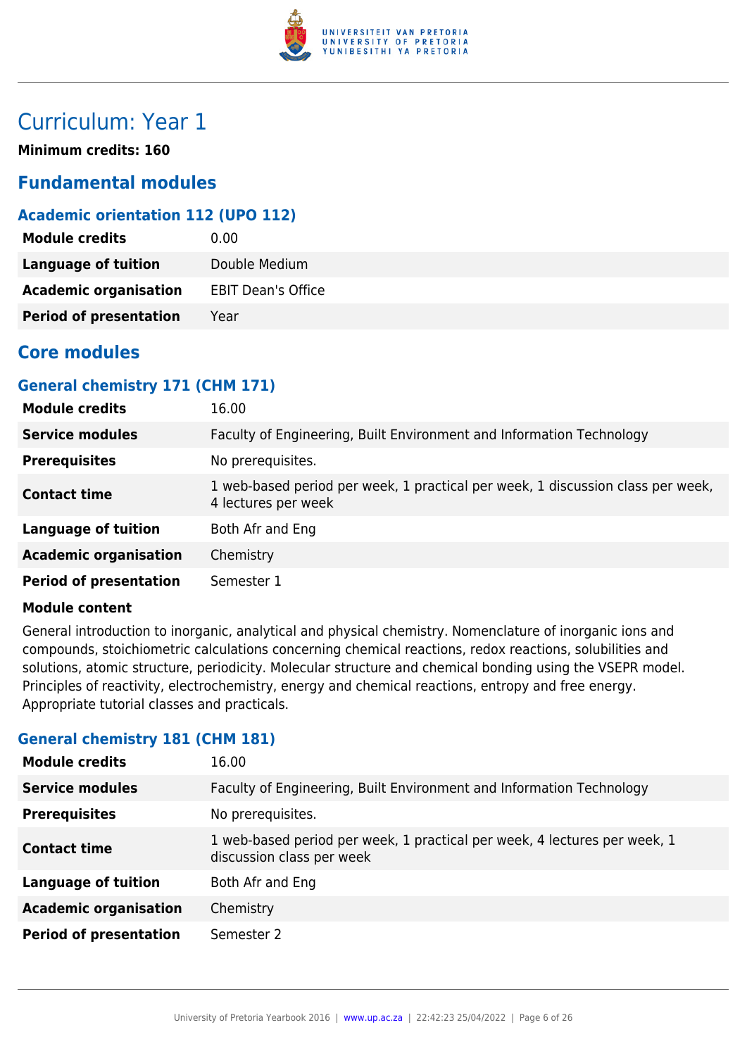# Curriculum: Year 1

**Minimum credits: 160**

## Fundamental modules

### Academic orientation 112 (UPO 112)

| | |
|---|---|
| **Module credits** | 0.00 |
| **Language of tuition** | Double Medium |
| **Academic organisation** | EBIT Dean's Office |
| **Period of presentation** | Year |

## Core modules

### General chemistry 171 (CHM 171)

| | |
|---|---|
| **Module credits** | 16.00 |
| **Service modules** | Faculty of Engineering, Built Environment and Information Technology |
| **Prerequisites** | No prerequisites. |
| **Contact time** | 1 web-based period per week, 1 practical per week, 1 discussion class per week, 4 lectures per week |
| **Language of tuition** | Both Afr and Eng |
| **Academic organisation** | Chemistry |
| **Period of presentation** | Semester 1 |

**Module content**

General introduction to inorganic, analytical and physical chemistry. Nomenclature of inorganic ions and compounds, stoichiometric calculations concerning chemical reactions, redox reactions, solubilities and solutions, atomic structure, periodicity. Molecular structure and chemical bonding using the VSEPR model. Principles of reactivity, electrochemistry, energy and chemical reactions, entropy and free energy. Appropriate tutorial classes and practicals.

### General chemistry 181 (CHM 181)

| | |
|---|---|
| **Module credits** | 16.00 |
| **Service modules** | Faculty of Engineering, Built Environment and Information Technology |
| **Prerequisites** | No prerequisites. |
| **Contact time** | 1 web-based period per week, 1 practical per week, 4 lectures per week, 1 discussion class per week |
| **Language of tuition** | Both Afr and Eng |
| **Academic organisation** | Chemistry |
| **Period of presentation** | Semester 2 |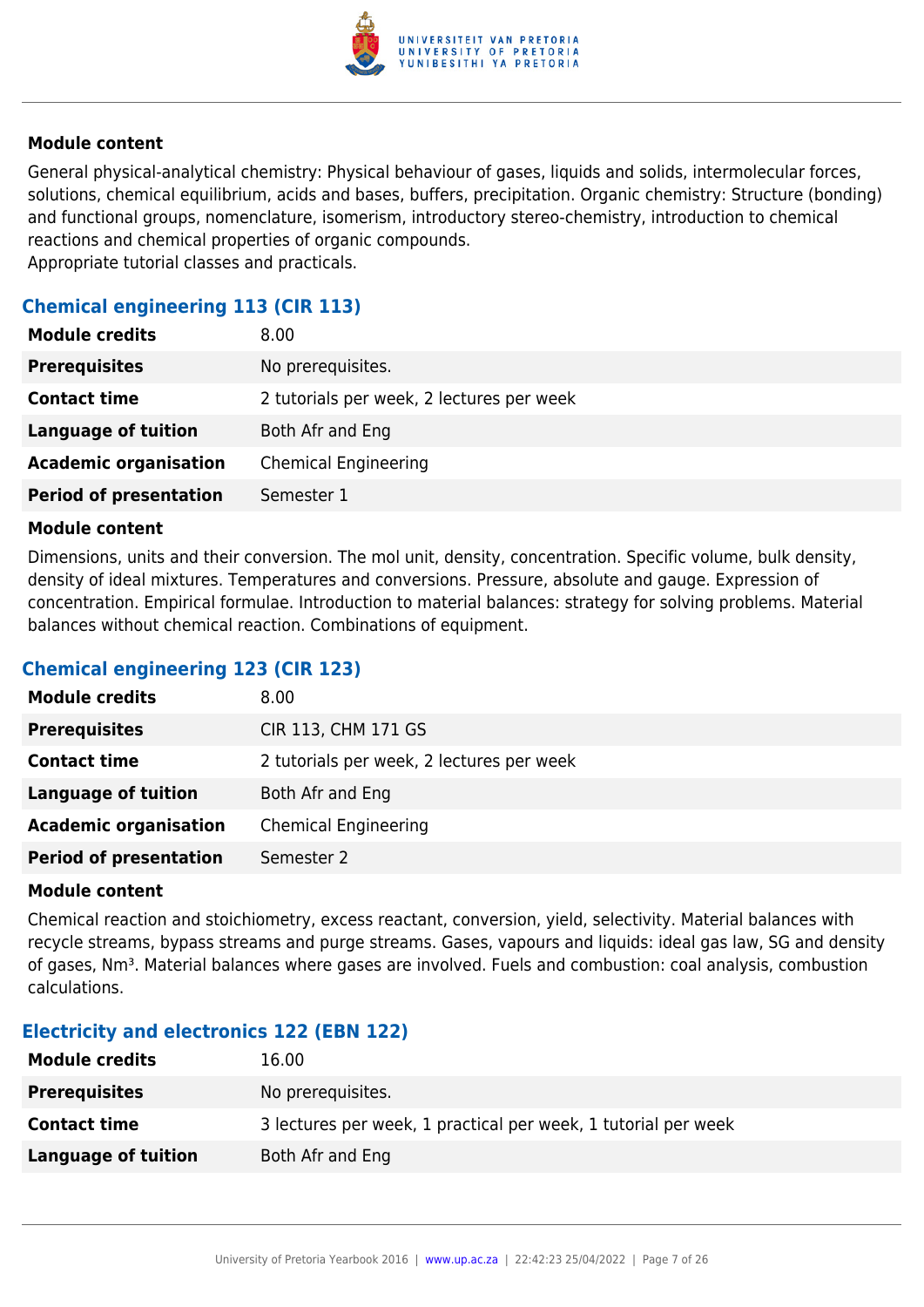**Module content**

General physical-analytical chemistry: Physical behaviour of gases, liquids and solids, intermolecular forces, solutions, chemical equilibrium, acids and bases, buffers, precipitation. Organic chemistry: Structure (bonding) and functional groups, nomenclature, isomerism, introductory stereo-chemistry, introduction to chemical reactions and chemical properties of organic compounds.
Appropriate tutorial classes and practicals.

### Chemical engineering 113 (CIR 113)

| | |
|---|---|
| **Module credits** | 8.00 |
| **Prerequisites** | No prerequisites. |
| **Contact time** | 2 tutorials per week, 2 lectures per week |
| **Language of tuition** | Both Afr and Eng |
| **Academic organisation** | Chemical Engineering |
| **Period of presentation** | Semester 1 |

**Module content**

Dimensions, units and their conversion. The mol unit, density, concentration. Specific volume, bulk density, density of ideal mixtures. Temperatures and conversions. Pressure, absolute and gauge. Expression of concentration. Empirical formulae. Introduction to material balances: strategy for solving problems. Material balances without chemical reaction. Combinations of equipment.

### Chemical engineering 123 (CIR 123)

| | |
|---|---|
| **Module credits** | 8.00 |
| **Prerequisites** | CIR 113, CHM 171 GS |
| **Contact time** | 2 tutorials per week, 2 lectures per week |
| **Language of tuition** | Both Afr and Eng |
| **Academic organisation** | Chemical Engineering |
| **Period of presentation** | Semester 2 |

**Module content**

Chemical reaction and stoichiometry, excess reactant, conversion, yield, selectivity. Material balances with recycle streams, bypass streams and purge streams. Gases, vapours and liquids: ideal gas law, SG and density of gases, $Nm^3$. Material balances where gases are involved. Fuels and combustion: coal analysis, combustion calculations.

### Electricity and electronics 122 (EBN 122)

| | |
|---|---|
| **Module credits** | 16.00 |
| **Prerequisites** | No prerequisites. |
| **Contact time** | 3 lectures per week, 1 practical per week, 1 tutorial per week |
| **Language of tuition** | Both Afr and Eng |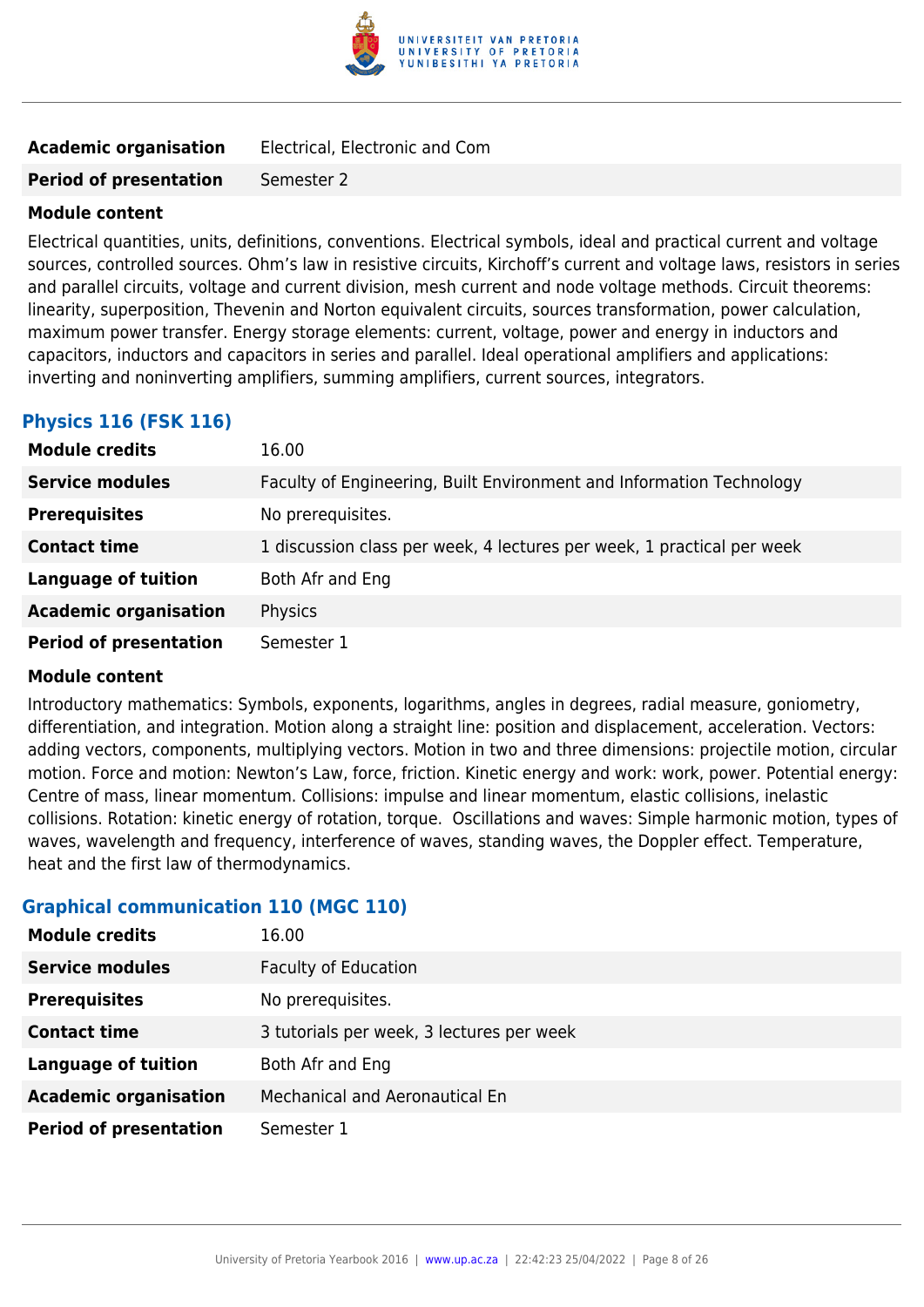| | |
|---|---|
| **Academic organisation** | Electrical, Electronic and Com |
| **Period of presentation** | Semester 2 |

**Module content**

Electrical quantities, units, definitions, conventions. Electrical symbols, ideal and practical current and voltage sources, controlled sources. Ohm's law in resistive circuits, Kirchoff's current and voltage laws, resistors in series and parallel circuits, voltage and current division, mesh current and node voltage methods. Circuit theorems: linearity, superposition, Thevenin and Norton equivalent circuits, sources transformation, power calculation, maximum power transfer. Energy storage elements: current, voltage, power and energy in inductors and capacitors, inductors and capacitors in series and parallel. Ideal operational amplifiers and applications: inverting and noninverting amplifiers, summing amplifiers, current sources, integrators.

### Physics 116 (FSK 116)

| | |
|---|---|
| **Module credits** | 16.00 |
| **Service modules** | Faculty of Engineering, Built Environment and Information Technology |
| **Prerequisites** | No prerequisites. |
| **Contact time** | 1 discussion class per week, 4 lectures per week, 1 practical per week |
| **Language of tuition** | Both Afr and Eng |
| **Academic organisation** | Physics |
| **Period of presentation** | Semester 1 |

**Module content**

Introductory mathematics: Symbols, exponents, logarithms, angles in degrees, radial measure, goniometry, differentiation, and integration. Motion along a straight line: position and displacement, acceleration. Vectors: adding vectors, components, multiplying vectors. Motion in two and three dimensions: projectile motion, circular motion. Force and motion: Newton's Law, force, friction. Kinetic energy and work: work, power. Potential energy: Centre of mass, linear momentum. Collisions: impulse and linear momentum, elastic collisions, inelastic collisions. Rotation: kinetic energy of rotation, torque. Oscillations and waves: Simple harmonic motion, types of waves, wavelength and frequency, interference of waves, standing waves, the Doppler effect. Temperature, heat and the first law of thermodynamics.

### Graphical communication 110 (MGC 110)

| | |
|---|---|
| **Module credits** | 16.00 |
| **Service modules** | Faculty of Education |
| **Prerequisites** | No prerequisites. |
| **Contact time** | 3 tutorials per week, 3 lectures per week |
| **Language of tuition** | Both Afr and Eng |
| **Academic organisation** | Mechanical and Aeronautical En |
| **Period of presentation** | Semester 1 |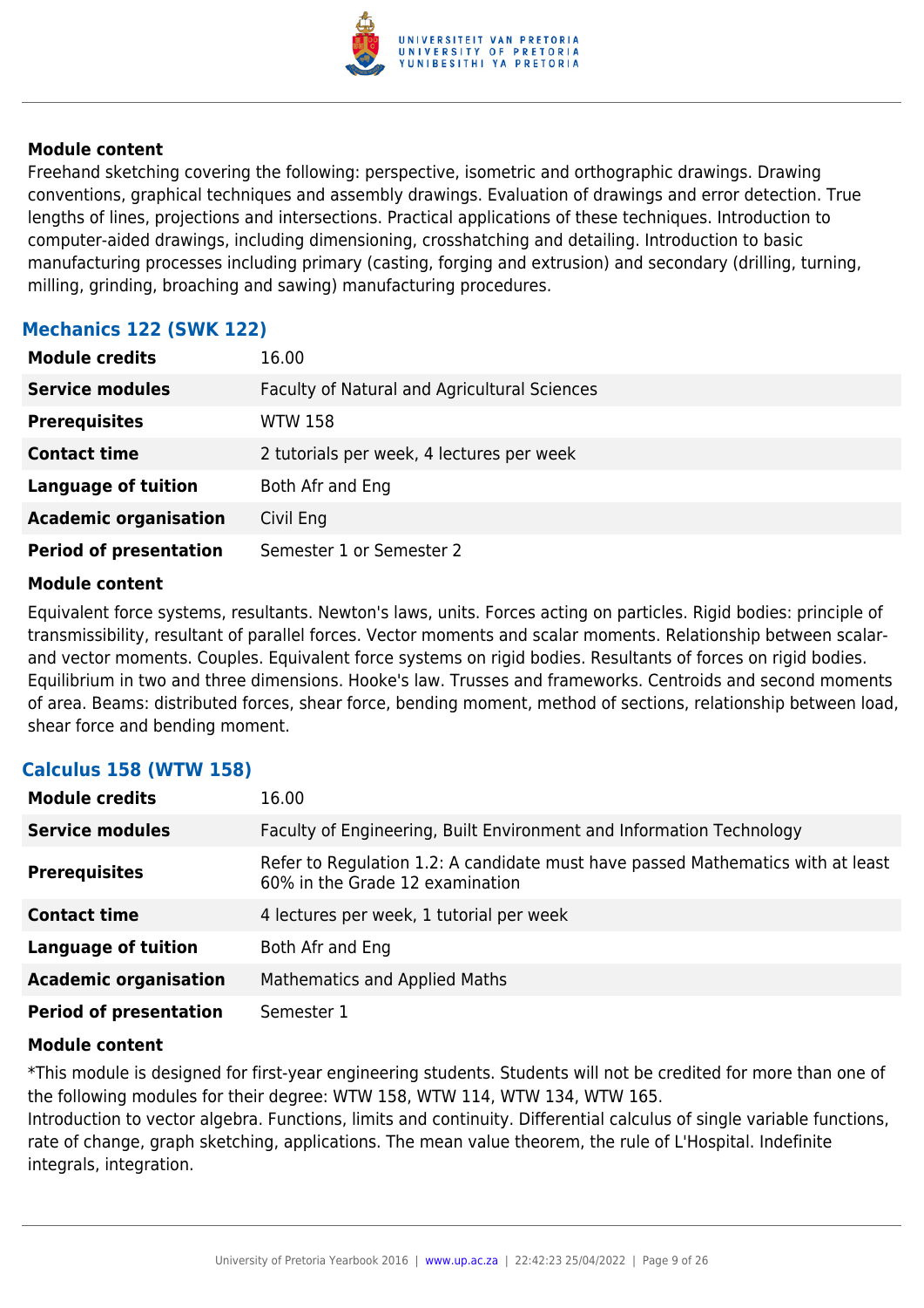#### Module content

Freehand sketching covering the following: perspective, isometric and orthographic drawings. Drawing conventions, graphical techniques and assembly drawings. Evaluation of drawings and error detection. True lengths of lines, projections and intersections. Practical applications of these techniques. Introduction to computer-aided drawings, including dimensioning, crosshatching and detailing. Introduction to basic manufacturing processes including primary (casting, forging and extrusion) and secondary (drilling, turning, milling, grinding, broaching and sawing) manufacturing procedures.

### Mechanics 122 (SWK 122)

| | |
|---|---|
| **Module credits** | 16.00 |
| **Service modules** | Faculty of Natural and Agricultural Sciences |
| **Prerequisites** | WTW 158 |
| **Contact time** | 2 tutorials per week, 4 lectures per week |
| **Language of tuition** | Both Afr and Eng |
| **Academic organisation** | Civil Eng |
| **Period of presentation** | Semester 1 or Semester 2 |

#### Module content

Equivalent force systems, resultants. Newton's laws, units. Forces acting on particles. Rigid bodies: principle of transmissibility, resultant of parallel forces. Vector moments and scalar moments. Relationship between scalar- and vector moments. Couples. Equivalent force systems on rigid bodies. Resultants of forces on rigid bodies. Equilibrium in two and three dimensions. Hooke's law. Trusses and frameworks. Centroids and second moments of area. Beams: distributed forces, shear force, bending moment, method of sections, relationship between load, shear force and bending moment.

### Calculus 158 (WTW 158)

| | |
|---|---|
| **Module credits** | 16.00 |
| **Service modules** | Faculty of Engineering, Built Environment and Information Technology |
| **Prerequisites** | Refer to Regulation 1.2: A candidate must have passed Mathematics with at least 60% in the Grade 12 examination |
| **Contact time** | 4 lectures per week, 1 tutorial per week |
| **Language of tuition** | Both Afr and Eng |
| **Academic organisation** | Mathematics and Applied Maths |
| **Period of presentation** | Semester 1 |

#### Module content

*This module is designed for first-year engineering students. Students will not be credited for more than one of the following modules for their degree: WTW 158, WTW 114, WTW 134, WTW 165.

Introduction to vector algebra. Functions, limits and continuity. Differential calculus of single variable functions, rate of change, graph sketching, applications. The mean value theorem, the rule of L'Hospital. Indefinite integrals, integration.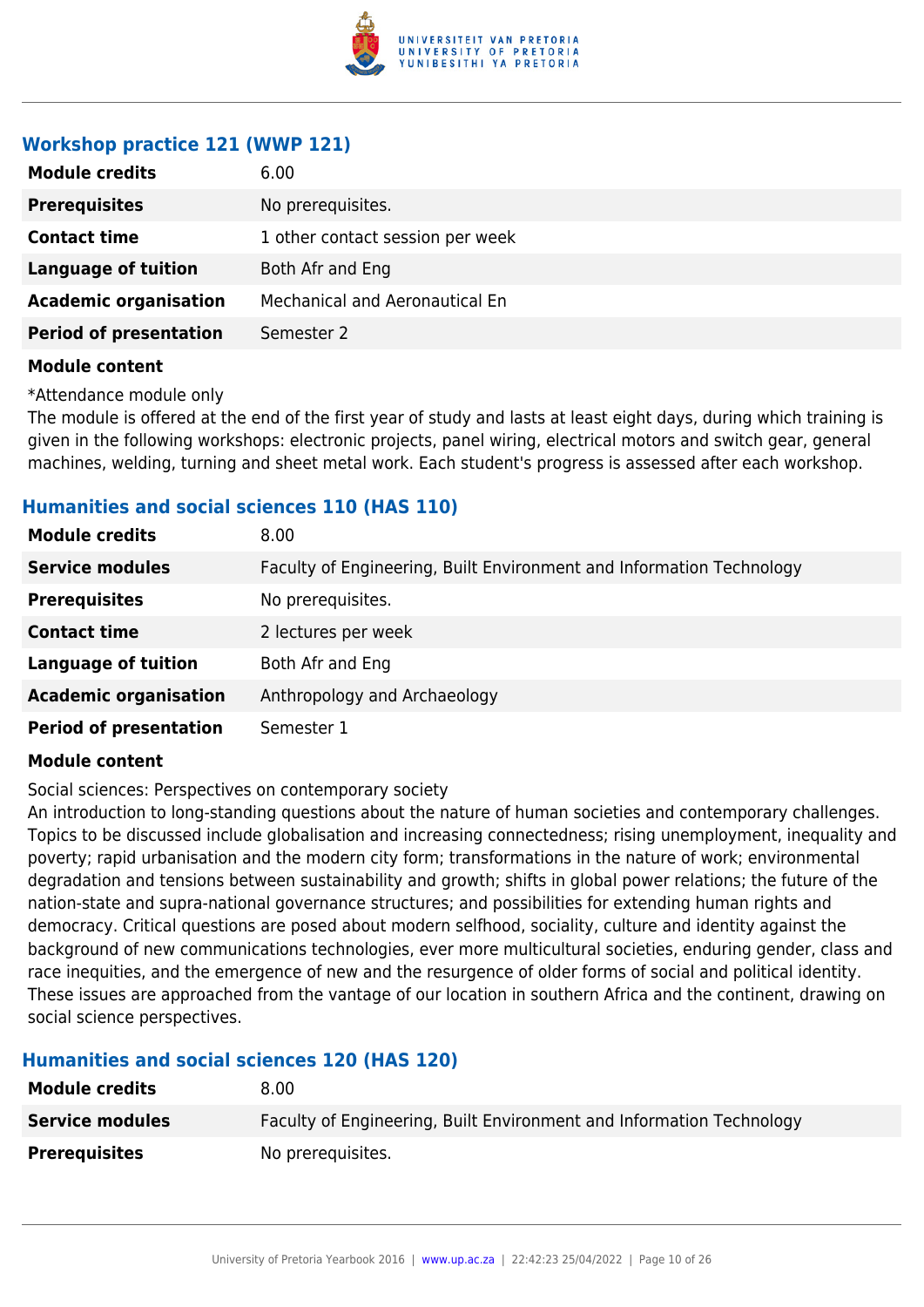### Workshop practice 121 (WWP 121)

| | |
|---|---|
| **Module credits** | 6.00 |
| **Prerequisites** | No prerequisites. |
| **Contact time** | 1 other contact session per week |
| **Language of tuition** | Both Afr and Eng |
| **Academic organisation** | Mechanical and Aeronautical En |
| **Period of presentation** | Semester 2 |

**Module content**

*Attendance module only
The module is offered at the end of the first year of study and lasts at least eight days, during which training is given in the following workshops: electronic projects, panel wiring, electrical motors and switch gear, general machines, welding, turning and sheet metal work. Each student's progress is assessed after each workshop.

### Humanities and social sciences 110 (HAS 110)

| | |
|---|---|
| **Module credits** | 8.00 |
| **Service modules** | Faculty of Engineering, Built Environment and Information Technology |
| **Prerequisites** | No prerequisites. |
| **Contact time** | 2 lectures per week |
| **Language of tuition** | Both Afr and Eng |
| **Academic organisation** | Anthropology and Archaeology |
| **Period of presentation** | Semester 1 |

**Module content**

Social sciences: Perspectives on contemporary society
An introduction to long-standing questions about the nature of human societies and contemporary challenges. Topics to be discussed include globalisation and increasing connectedness; rising unemployment, inequality and poverty; rapid urbanisation and the modern city form; transformations in the nature of work; environmental degradation and tensions between sustainability and growth; shifts in global power relations; the future of the nation-state and supra-national governance structures; and possibilities for extending human rights and democracy. Critical questions are posed about modern selfhood, sociality, culture and identity against the background of new communications technologies, ever more multicultural societies, enduring gender, class and race inequities, and the emergence of new and the resurgence of older forms of social and political identity. These issues are approached from the vantage of our location in southern Africa and the continent, drawing on social science perspectives.

### Humanities and social sciences 120 (HAS 120)

| | |
|---|---|
| **Module credits** | 8.00 |
| **Service modules** | Faculty of Engineering, Built Environment and Information Technology |
| **Prerequisites** | No prerequisites. |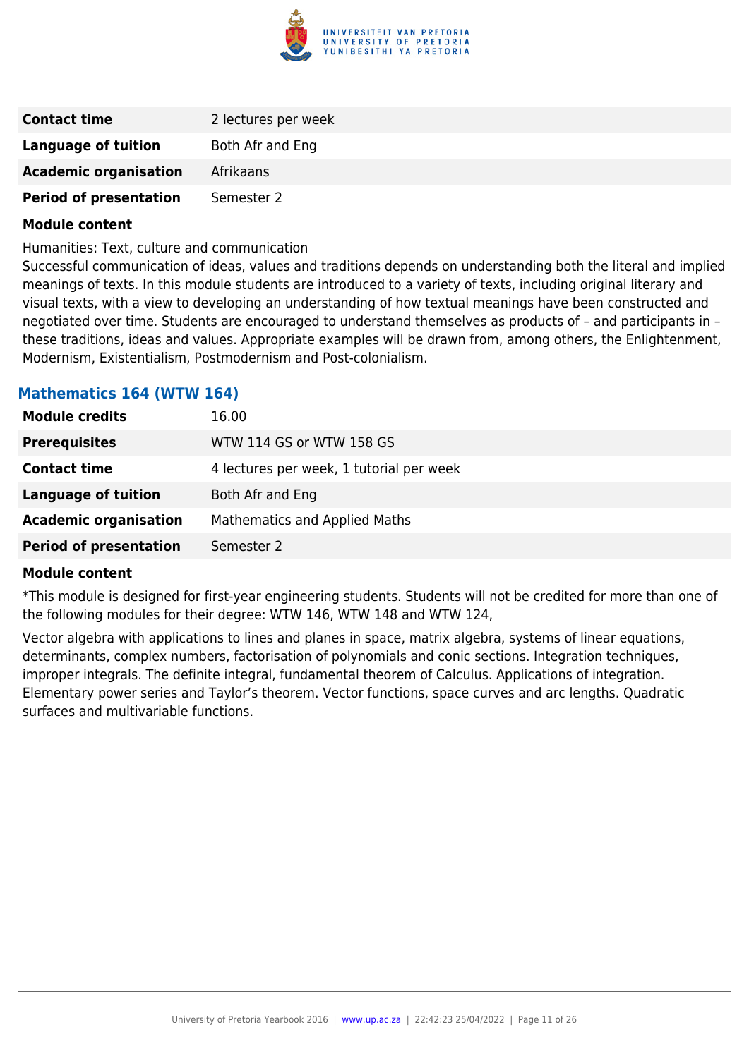| | |
|---|---|
| **Contact time** | 2 lectures per week |
| **Language of tuition** | Both Afr and Eng |
| **Academic organisation** | Afrikaans |
| **Period of presentation** | Semester 2 |

**Module content**

Humanities: Text, culture and communication
Successful communication of ideas, values and traditions depends on understanding both the literal and implied meanings of texts. In this module students are introduced to a variety of texts, including original literary and visual texts, with a view to developing an understanding of how textual meanings have been constructed and negotiated over time. Students are encouraged to understand themselves as products of – and participants in – these traditions, ideas and values. Appropriate examples will be drawn from, among others, the Enlightenment, Modernism, Existentialism, Postmodernism and Post-colonialism.

### Mathematics 164 (WTW 164)

| | |
|---|---|
| **Module credits** | 16.00 |
| **Prerequisites** | WTW 114 GS or WTW 158 GS |
| **Contact time** | 4 lectures per week, 1 tutorial per week |
| **Language of tuition** | Both Afr and Eng |
| **Academic organisation** | Mathematics and Applied Maths |
| **Period of presentation** | Semester 2 |

**Module content**

*This module is designed for first-year engineering students. Students will not be credited for more than one of the following modules for their degree: WTW 146, WTW 148 and WTW 124,

Vector algebra with applications to lines and planes in space, matrix algebra, systems of linear equations, determinants, complex numbers, factorisation of polynomials and conic sections. Integration techniques, improper integrals. The definite integral, fundamental theorem of Calculus. Applications of integration. Elementary power series and Taylor's theorem. Vector functions, space curves and arc lengths. Quadratic surfaces and multivariable functions.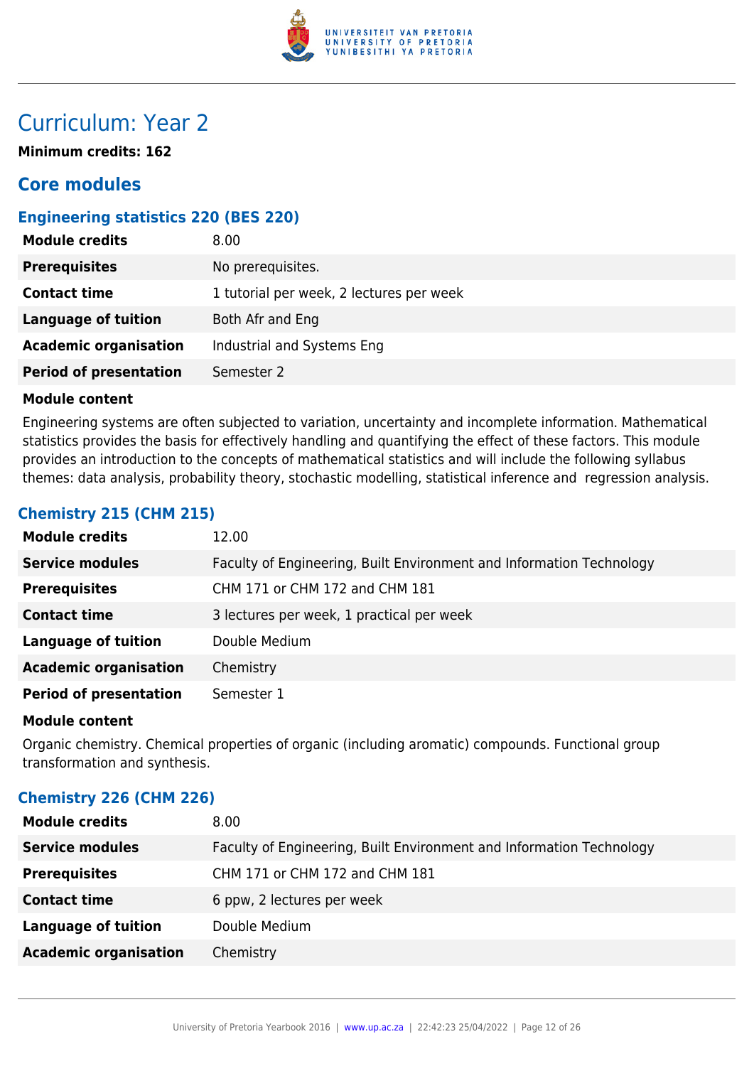# Curriculum: Year 2

**Minimum credits: 162**

## Core modules

### Engineering statistics 220 (BES 220)

| | |
|---|---|
| **Module credits** | 8.00 |
| **Prerequisites** | No prerequisites. |
| **Contact time** | 1 tutorial per week, 2 lectures per week |
| **Language of tuition** | Both Afr and Eng |
| **Academic organisation** | Industrial and Systems Eng |
| **Period of presentation** | Semester 2 |

**Module content**

Engineering systems are often subjected to variation, uncertainty and incomplete information. Mathematical statistics provides the basis for effectively handling and quantifying the effect of these factors. This module provides an introduction to the concepts of mathematical statistics and will include the following syllabus themes: data analysis, probability theory, stochastic modelling, statistical inference and regression analysis.

### Chemistry 215 (CHM 215)

| | |
|---|---|
| **Module credits** | 12.00 |
| **Service modules** | Faculty of Engineering, Built Environment and Information Technology |
| **Prerequisites** | CHM 171 or CHM 172 and CHM 181 |
| **Contact time** | 3 lectures per week, 1 practical per week |
| **Language of tuition** | Double Medium |
| **Academic organisation** | Chemistry |
| **Period of presentation** | Semester 1 |

**Module content**

Organic chemistry. Chemical properties of organic (including aromatic) compounds. Functional group transformation and synthesis.

### Chemistry 226 (CHM 226)

| | |
|---|---|
| **Module credits** | 8.00 |
| **Service modules** | Faculty of Engineering, Built Environment and Information Technology |
| **Prerequisites** | CHM 171 or CHM 172 and CHM 181 |
| **Contact time** | 6 ppw, 2 lectures per week |
| **Language of tuition** | Double Medium |
| **Academic organisation** | Chemistry |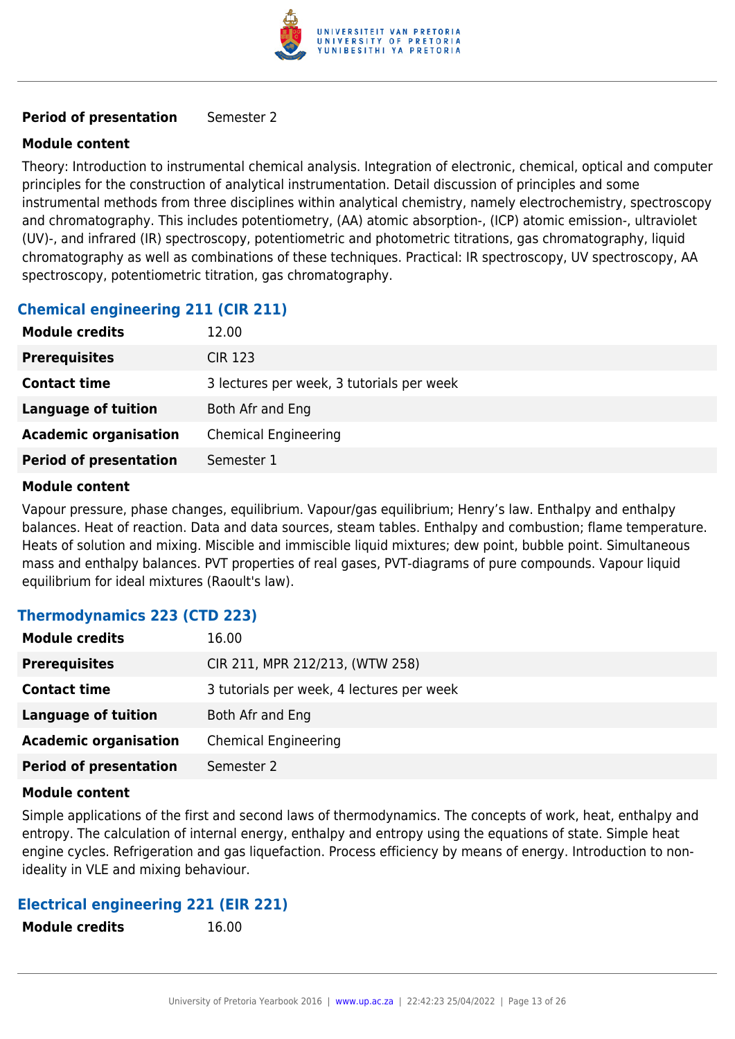| **Period of presentation** | Semester 2 |
|---|---|

**Module content**

Theory: Introduction to instrumental chemical analysis. Integration of electronic, chemical, optical and computer principles for the construction of analytical instrumentation. Detail discussion of principles and some instrumental methods from three disciplines within analytical chemistry, namely electrochemistry, spectroscopy and chromatography. This includes potentiometry, (AA) atomic absorption-, (ICP) atomic emission-, ultraviolet (UV)-, and infrared (IR) spectroscopy, potentiometric and photometric titrations, gas chromatography, liquid chromatography as well as combinations of these techniques. Practical: IR spectroscopy, UV spectroscopy, AA spectroscopy, potentiometric titration, gas chromatography.

### Chemical engineering 211 (CIR 211)

| **Module credits** | 12.00 |
|---|---|
| **Prerequisites** | CIR 123 |
| **Contact time** | 3 lectures per week, 3 tutorials per week |
| **Language of tuition** | Both Afr and Eng |
| **Academic organisation** | Chemical Engineering |
| **Period of presentation** | Semester 1 |

**Module content**

Vapour pressure, phase changes, equilibrium. Vapour/gas equilibrium; Henry's law. Enthalpy and enthalpy balances. Heat of reaction. Data and data sources, steam tables. Enthalpy and combustion; flame temperature. Heats of solution and mixing. Miscible and immiscible liquid mixtures; dew point, bubble point. Simultaneous mass and enthalpy balances. PVT properties of real gases, PVT-diagrams of pure compounds. Vapour liquid equilibrium for ideal mixtures (Raoult's law).

### Thermodynamics 223 (CTD 223)

| **Module credits** | 16.00 |
|---|---|
| **Prerequisites** | CIR 211, MPR 212/213, (WTW 258) |
| **Contact time** | 3 tutorials per week, 4 lectures per week |
| **Language of tuition** | Both Afr and Eng |
| **Academic organisation** | Chemical Engineering |
| **Period of presentation** | Semester 2 |

**Module content**

Simple applications of the first and second laws of thermodynamics. The concepts of work, heat, enthalpy and entropy. The calculation of internal energy, enthalpy and entropy using the equations of state. Simple heat engine cycles. Refrigeration and gas liquefaction. Process efficiency by means of energy. Introduction to non-ideality in VLE and mixing behaviour.

### Electrical engineering 221 (EIR 221)

| **Module credits** | 16.00 |
|---|---|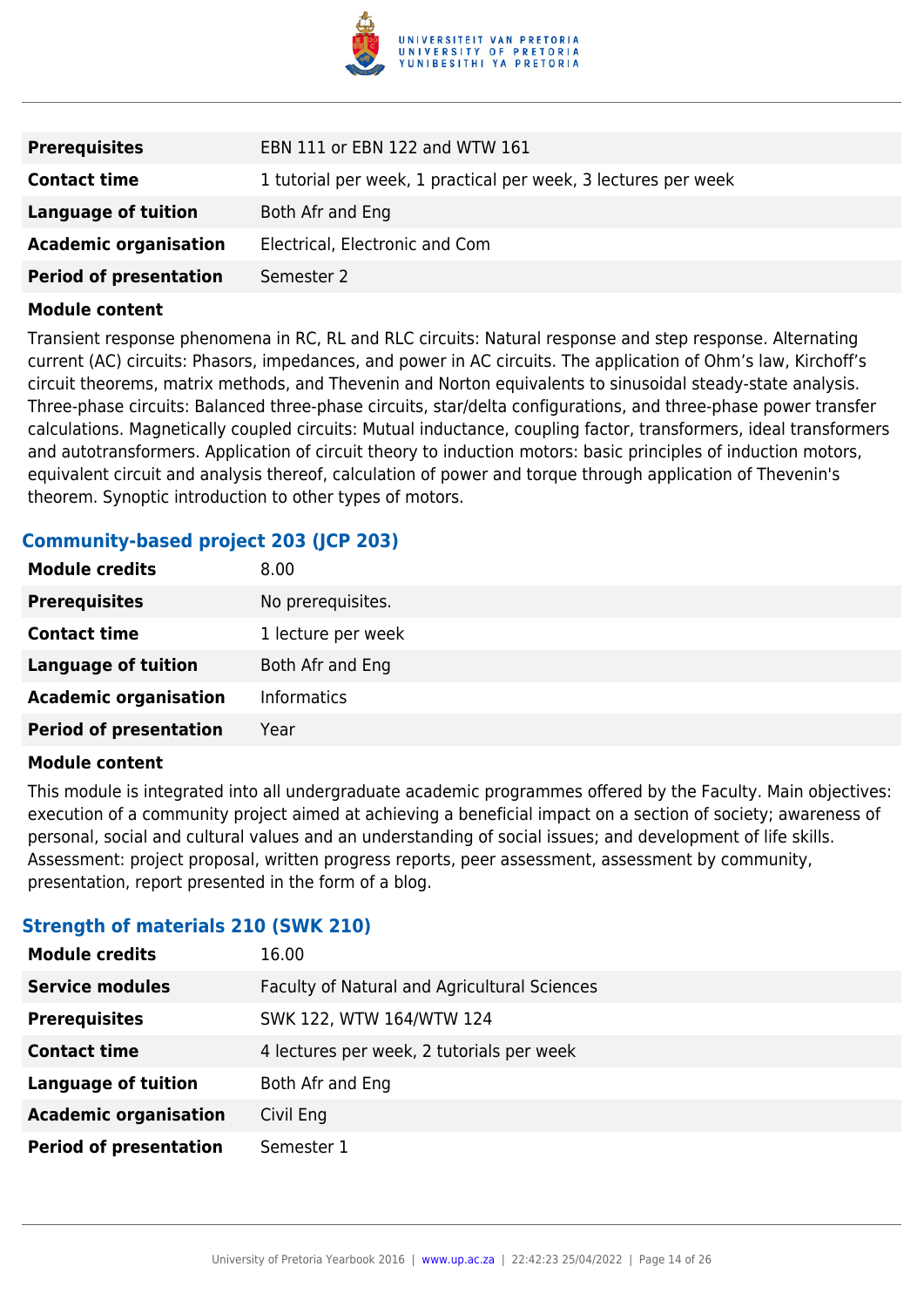| | |
|---|---|
| **Prerequisites** | EBN 111 or EBN 122 and WTW 161 |
| **Contact time** | 1 tutorial per week, 1 practical per week, 3 lectures per week |
| **Language of tuition** | Both Afr and Eng |
| **Academic organisation** | Electrical, Electronic and Com |
| **Period of presentation** | Semester 2 |

**Module content**

Transient response phenomena in RC, RL and RLC circuits: Natural response and step response. Alternating current (AC) circuits: Phasors, impedances, and power in AC circuits. The application of Ohm's law, Kirchoff's circuit theorems, matrix methods, and Thevenin and Norton equivalents to sinusoidal steady-state analysis. Three-phase circuits: Balanced three-phase circuits, star/delta configurations, and three-phase power transfer calculations. Magnetically coupled circuits: Mutual inductance, coupling factor, transformers, ideal transformers and autotransformers. Application of circuit theory to induction motors: basic principles of induction motors, equivalent circuit and analysis thereof, calculation of power and torque through application of Thevenin's theorem. Synoptic introduction to other types of motors.

### Community-based project 203 (JCP 203)

| | |
|---|---|
| **Module credits** | 8.00 |
| **Prerequisites** | No prerequisites. |
| **Contact time** | 1 lecture per week |
| **Language of tuition** | Both Afr and Eng |
| **Academic organisation** | Informatics |
| **Period of presentation** | Year |

**Module content**

This module is integrated into all undergraduate academic programmes offered by the Faculty. Main objectives: execution of a community project aimed at achieving a beneficial impact on a section of society; awareness of personal, social and cultural values and an understanding of social issues; and development of life skills. Assessment: project proposal, written progress reports, peer assessment, assessment by community, presentation, report presented in the form of a blog.

### Strength of materials 210 (SWK 210)

| | |
|---|---|
| **Module credits** | 16.00 |
| **Service modules** | Faculty of Natural and Agricultural Sciences |
| **Prerequisites** | SWK 122, WTW 164/WTW 124 |
| **Contact time** | 4 lectures per week, 2 tutorials per week |
| **Language of tuition** | Both Afr and Eng |
| **Academic organisation** | Civil Eng |
| **Period of presentation** | Semester 1 |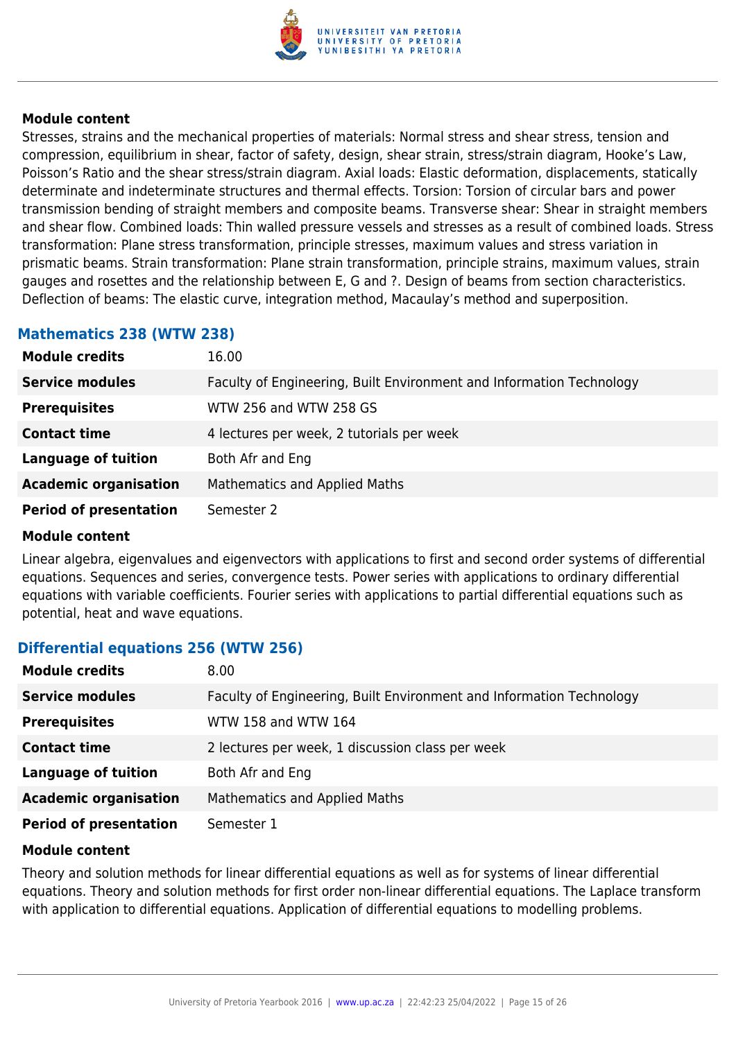**Module content**

Stresses, strains and the mechanical properties of materials: Normal stress and shear stress, tension and compression, equilibrium in shear, factor of safety, design, shear strain, stress/strain diagram, Hooke's Law, Poisson's Ratio and the shear stress/strain diagram. Axial loads: Elastic deformation, displacements, statically determinate and indeterminate structures and thermal effects. Torsion: Torsion of circular bars and power transmission bending of straight members and composite beams. Transverse shear: Shear in straight members and shear flow. Combined loads: Thin walled pressure vessels and stresses as a result of combined loads. Stress transformation: Plane stress transformation, principle stresses, maximum values and stress variation in prismatic beams. Strain transformation: Plane strain transformation, principle strains, maximum values, strain gauges and rosettes and the relationship between E, G and ?. Design of beams from section characteristics. Deflection of beams: The elastic curve, integration method, Macaulay's method and superposition.

### Mathematics 238 (WTW 238)

| | |
|---|---|
| **Module credits** | 16.00 |
| **Service modules** | Faculty of Engineering, Built Environment and Information Technology |
| **Prerequisites** | WTW 256 and WTW 258 GS |
| **Contact time** | 4 lectures per week, 2 tutorials per week |
| **Language of tuition** | Both Afr and Eng |
| **Academic organisation** | Mathematics and Applied Maths |
| **Period of presentation** | Semester 2 |

**Module content**

Linear algebra, eigenvalues and eigenvectors with applications to first and second order systems of differential equations. Sequences and series, convergence tests. Power series with applications to ordinary differential equations with variable coefficients. Fourier series with applications to partial differential equations such as potential, heat and wave equations.

### Differential equations 256 (WTW 256)

| | |
|---|---|
| **Module credits** | 8.00 |
| **Service modules** | Faculty of Engineering, Built Environment and Information Technology |
| **Prerequisites** | WTW 158 and WTW 164 |
| **Contact time** | 2 lectures per week, 1 discussion class per week |
| **Language of tuition** | Both Afr and Eng |
| **Academic organisation** | Mathematics and Applied Maths |
| **Period of presentation** | Semester 1 |

**Module content**

Theory and solution methods for linear differential equations as well as for systems of linear differential equations. Theory and solution methods for first order non-linear differential equations. The Laplace transform with application to differential equations. Application of differential equations to modelling problems.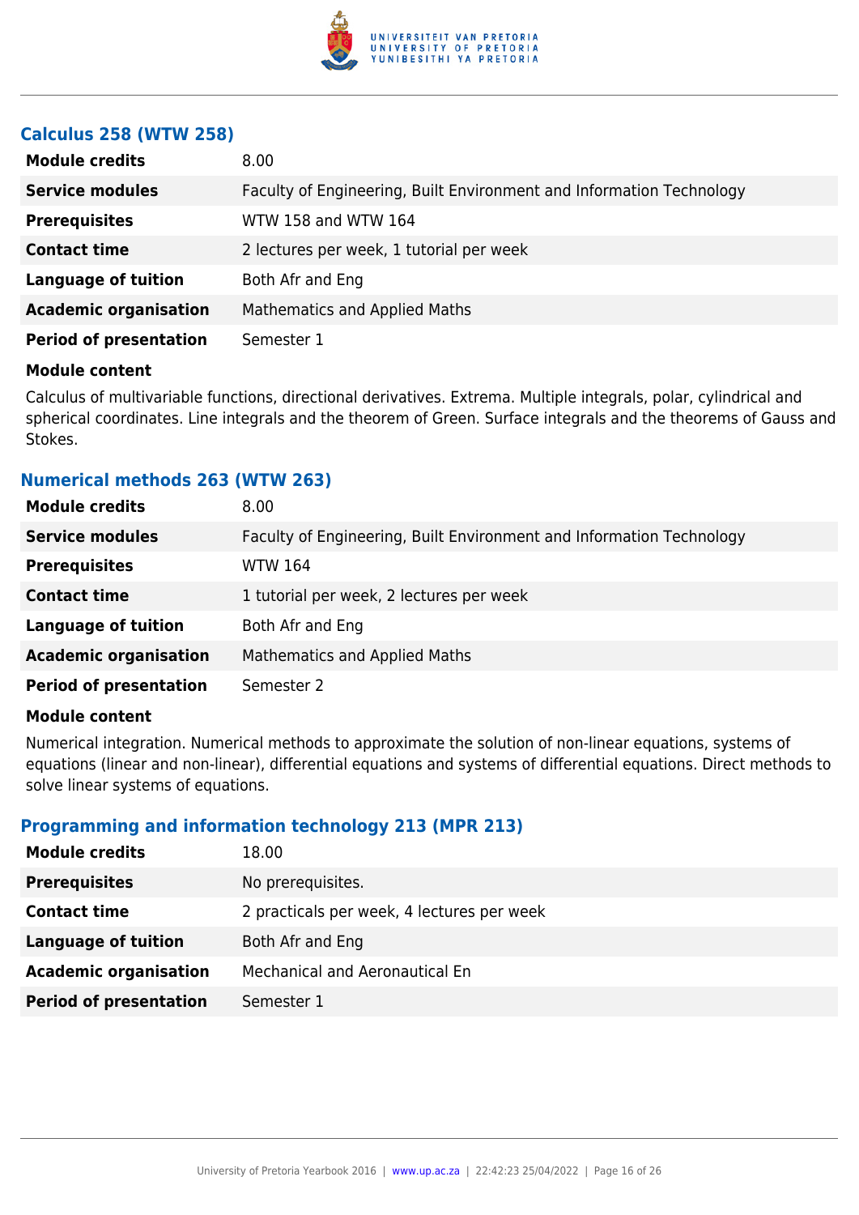### Calculus 258 (WTW 258)

| | |
|---|---|
| **Module credits** | 8.00 |
| **Service modules** | Faculty of Engineering, Built Environment and Information Technology |
| **Prerequisites** | WTW 158 and WTW 164 |
| **Contact time** | 2 lectures per week, 1 tutorial per week |
| **Language of tuition** | Both Afr and Eng |
| **Academic organisation** | Mathematics and Applied Maths |
| **Period of presentation** | Semester 1 |

**Module content**

Calculus of multivariable functions, directional derivatives. Extrema. Multiple integrals, polar, cylindrical and spherical coordinates. Line integrals and the theorem of Green. Surface integrals and the theorems of Gauss and Stokes.

### Numerical methods 263 (WTW 263)

| | |
|---|---|
| **Module credits** | 8.00 |
| **Service modules** | Faculty of Engineering, Built Environment and Information Technology |
| **Prerequisites** | WTW 164 |
| **Contact time** | 1 tutorial per week, 2 lectures per week |
| **Language of tuition** | Both Afr and Eng |
| **Academic organisation** | Mathematics and Applied Maths |
| **Period of presentation** | Semester 2 |

**Module content**

Numerical integration. Numerical methods to approximate the solution of non-linear equations, systems of equations (linear and non-linear), differential equations and systems of differential equations. Direct methods to solve linear systems of equations.

### Programming and information technology 213 (MPR 213)

| | |
|---|---|
| **Module credits** | 18.00 |
| **Prerequisites** | No prerequisites. |
| **Contact time** | 2 practicals per week, 4 lectures per week |
| **Language of tuition** | Both Afr and Eng |
| **Academic organisation** | Mechanical and Aeronautical En |
| **Period of presentation** | Semester 1 |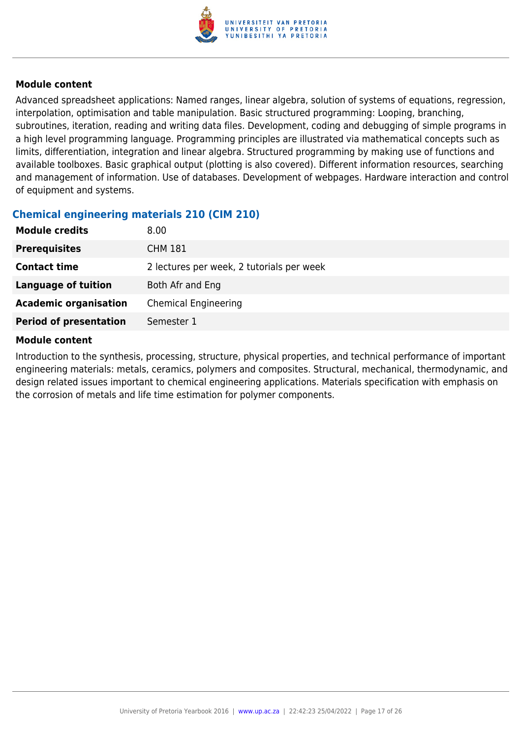#### Module content

Advanced spreadsheet applications: Named ranges, linear algebra, solution of systems of equations, regression, interpolation, optimisation and table manipulation. Basic structured programming: Looping, branching, subroutines, iteration, reading and writing data files. Development, coding and debugging of simple programs in a high level programming language. Programming principles are illustrated via mathematical concepts such as limits, differentiation, integration and linear algebra. Structured programming by making use of functions and available toolboxes. Basic graphical output (plotting is also covered). Different information resources, searching and management of information. Use of databases. Development of webpages. Hardware interaction and control of equipment and systems.

### Chemical engineering materials 210 (CIM 210)

| | |
|---|---|
| **Module credits** | 8.00 |
| **Prerequisites** | CHM 181 |
| **Contact time** | 2 lectures per week, 2 tutorials per week |
| **Language of tuition** | Both Afr and Eng |
| **Academic organisation** | Chemical Engineering |
| **Period of presentation** | Semester 1 |

#### Module content

Introduction to the synthesis, processing, structure, physical properties, and technical performance of important engineering materials: metals, ceramics, polymers and composites. Structural, mechanical, thermodynamic, and design related issues important to chemical engineering applications. Materials specification with emphasis on the corrosion of metals and life time estimation for polymer components.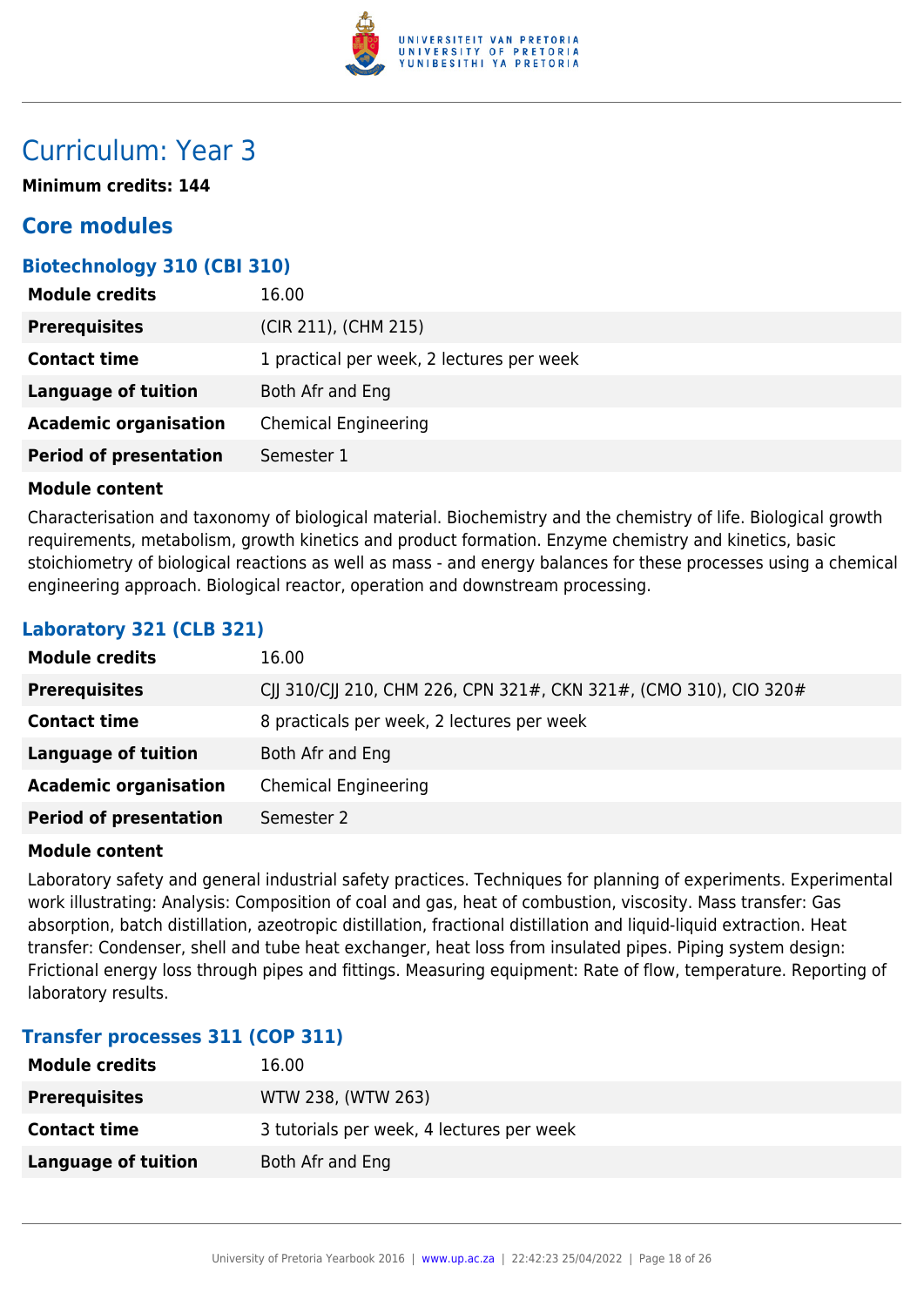# Curriculum: Year 3

**Minimum credits: 144**

## Core modules

### Biotechnology 310 (CBI 310)

| | |
|---|---|
| **Module credits** | 16.00 |
| **Prerequisites** | (CIR 211), (CHM 215) |
| **Contact time** | 1 practical per week, 2 lectures per week |
| **Language of tuition** | Both Afr and Eng |
| **Academic organisation** | Chemical Engineering |
| **Period of presentation** | Semester 1 |

**Module content**

Characterisation and taxonomy of biological material. Biochemistry and the chemistry of life. Biological growth requirements, metabolism, growth kinetics and product formation. Enzyme chemistry and kinetics, basic stoichiometry of biological reactions as well as mass - and energy balances for these processes using a chemical engineering approach. Biological reactor, operation and downstream processing.

### Laboratory 321 (CLB 321)

| | |
|---|---|
| **Module credits** | 16.00 |
| **Prerequisites** | CJJ 310/CJJ 210, CHM 226, CPN 321#, CKN 321#, (CMO 310), CIO 320# |
| **Contact time** | 8 practicals per week, 2 lectures per week |
| **Language of tuition** | Both Afr and Eng |
| **Academic organisation** | Chemical Engineering |
| **Period of presentation** | Semester 2 |

**Module content**

Laboratory safety and general industrial safety practices. Techniques for planning of experiments. Experimental work illustrating: Analysis: Composition of coal and gas, heat of combustion, viscosity. Mass transfer: Gas absorption, batch distillation, azeotropic distillation, fractional distillation and liquid-liquid extraction. Heat transfer: Condenser, shell and tube heat exchanger, heat loss from insulated pipes. Piping system design: Frictional energy loss through pipes and fittings. Measuring equipment: Rate of flow, temperature. Reporting of laboratory results.

### Transfer processes 311 (COP 311)

| | |
|---|---|
| **Module credits** | 16.00 |
| **Prerequisites** | WTW 238, (WTW 263) |
| **Contact time** | 3 tutorials per week, 4 lectures per week |
| **Language of tuition** | Both Afr and Eng |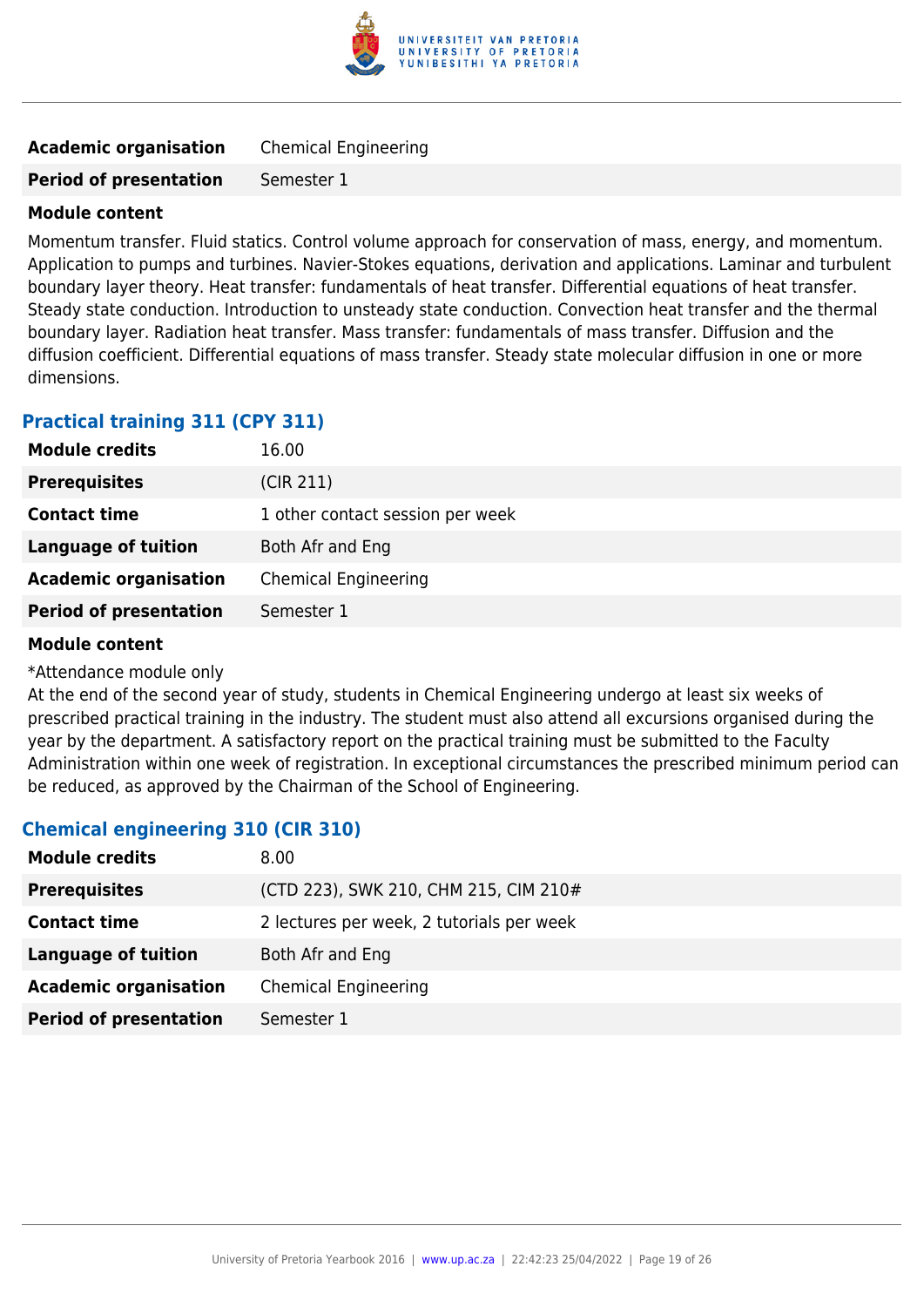| | |
|---|---|
| **Academic organisation** | Chemical Engineering |
| **Period of presentation** | Semester 1 |

**Module content**

Momentum transfer. Fluid statics. Control volume approach for conservation of mass, energy, and momentum. Application to pumps and turbines. Navier-Stokes equations, derivation and applications. Laminar and turbulent boundary layer theory. Heat transfer: fundamentals of heat transfer. Differential equations of heat transfer. Steady state conduction. Introduction to unsteady state conduction. Convection heat transfer and the thermal boundary layer. Radiation heat transfer. Mass transfer: fundamentals of mass transfer. Diffusion and the diffusion coefficient. Differential equations of mass transfer. Steady state molecular diffusion in one or more dimensions.

### Practical training 311 (CPY 311)

| | |
|---|---|
| **Module credits** | 16.00 |
| **Prerequisites** | (CIR 211) |
| **Contact time** | 1 other contact session per week |
| **Language of tuition** | Both Afr and Eng |
| **Academic organisation** | Chemical Engineering |
| **Period of presentation** | Semester 1 |

**Module content**

*Attendance module only
At the end of the second year of study, students in Chemical Engineering undergo at least six weeks of prescribed practical training in the industry. The student must also attend all excursions organised during the year by the department. A satisfactory report on the practical training must be submitted to the Faculty Administration within one week of registration. In exceptional circumstances the prescribed minimum period can be reduced, as approved by the Chairman of the School of Engineering.

### Chemical engineering 310 (CIR 310)

| | |
|---|---|
| **Module credits** | 8.00 |
| **Prerequisites** | (CTD 223), SWK 210, CHM 215, CIM 210# |
| **Contact time** | 2 lectures per week, 2 tutorials per week |
| **Language of tuition** | Both Afr and Eng |
| **Academic organisation** | Chemical Engineering |
| **Period of presentation** | Semester 1 |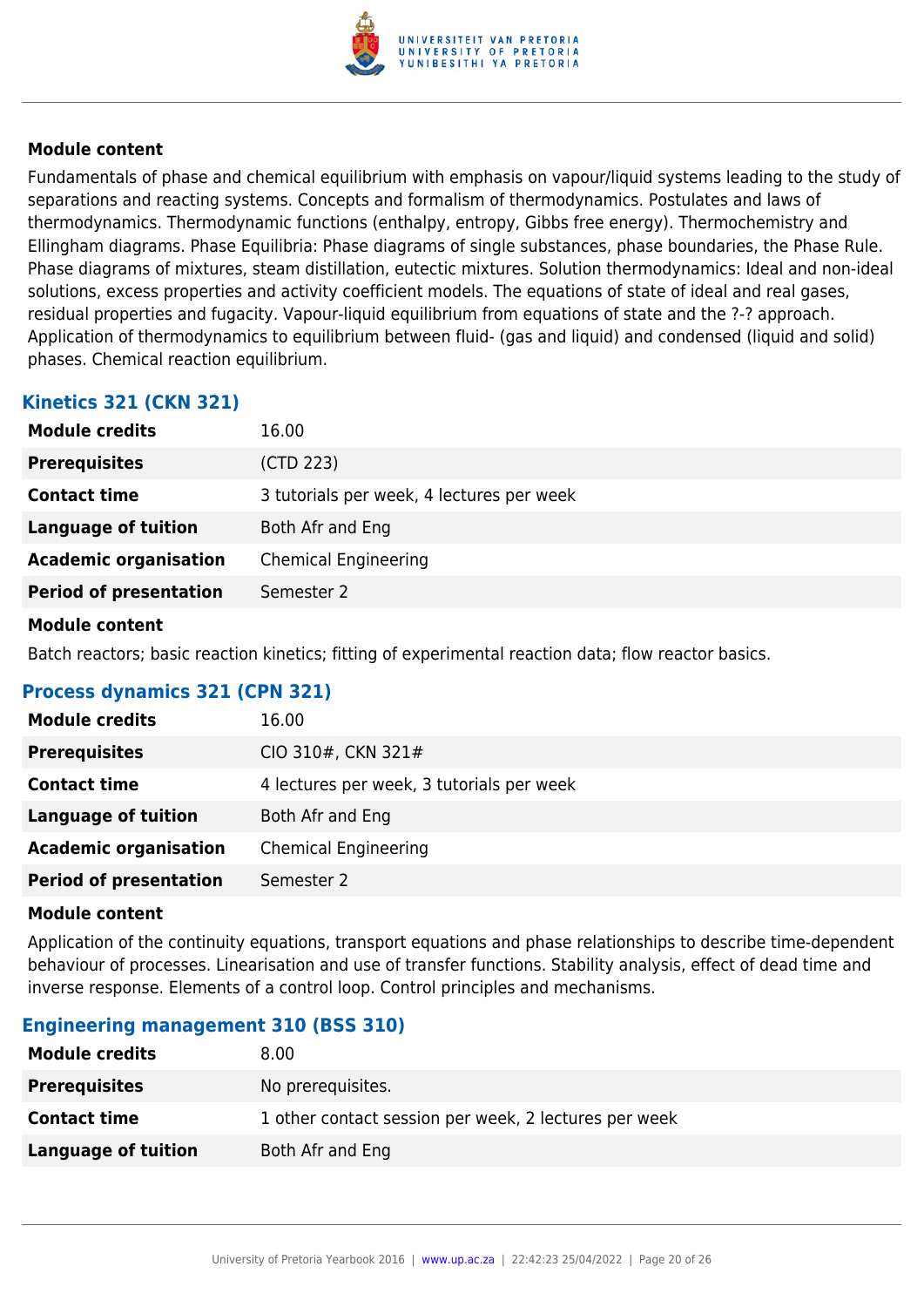**Module content**

Fundamentals of phase and chemical equilibrium with emphasis on vapour/liquid systems leading to the study of separations and reacting systems. Concepts and formalism of thermodynamics. Postulates and laws of thermodynamics. Thermodynamic functions (enthalpy, entropy, Gibbs free energy). Thermochemistry and Ellingham diagrams. Phase Equilibria: Phase diagrams of single substances, phase boundaries, the Phase Rule. Phase diagrams of mixtures, steam distillation, eutectic mixtures. Solution thermodynamics: Ideal and non-ideal solutions, excess properties and activity coefficient models. The equations of state of ideal and real gases, residual properties and fugacity. Vapour-liquid equilibrium from equations of state and the ?-? approach. Application of thermodynamics to equilibrium between fluid- (gas and liquid) and condensed (liquid and solid) phases. Chemical reaction equilibrium.

### Kinetics 321 (CKN 321)

| | |
|---|---|
| **Module credits** | 16.00 |
| **Prerequisites** | (CTD 223) |
| **Contact time** | 3 tutorials per week, 4 lectures per week |
| **Language of tuition** | Both Afr and Eng |
| **Academic organisation** | Chemical Engineering |
| **Period of presentation** | Semester 2 |

**Module content**

Batch reactors; basic reaction kinetics; fitting of experimental reaction data; flow reactor basics.

### Process dynamics 321 (CPN 321)

| | |
|---|---|
| **Module credits** | 16.00 |
| **Prerequisites** | CIO 310#, CKN 321# |
| **Contact time** | 4 lectures per week, 3 tutorials per week |
| **Language of tuition** | Both Afr and Eng |
| **Academic organisation** | Chemical Engineering |
| **Period of presentation** | Semester 2 |

**Module content**

Application of the continuity equations, transport equations and phase relationships to describe time-dependent behaviour of processes. Linearisation and use of transfer functions. Stability analysis, effect of dead time and inverse response. Elements of a control loop. Control principles and mechanisms.

### Engineering management 310 (BSS 310)

| | |
|---|---|
| **Module credits** | 8.00 |
| **Prerequisites** | No prerequisites. |
| **Contact time** | 1 other contact session per week, 2 lectures per week |
| **Language of tuition** | Both Afr and Eng |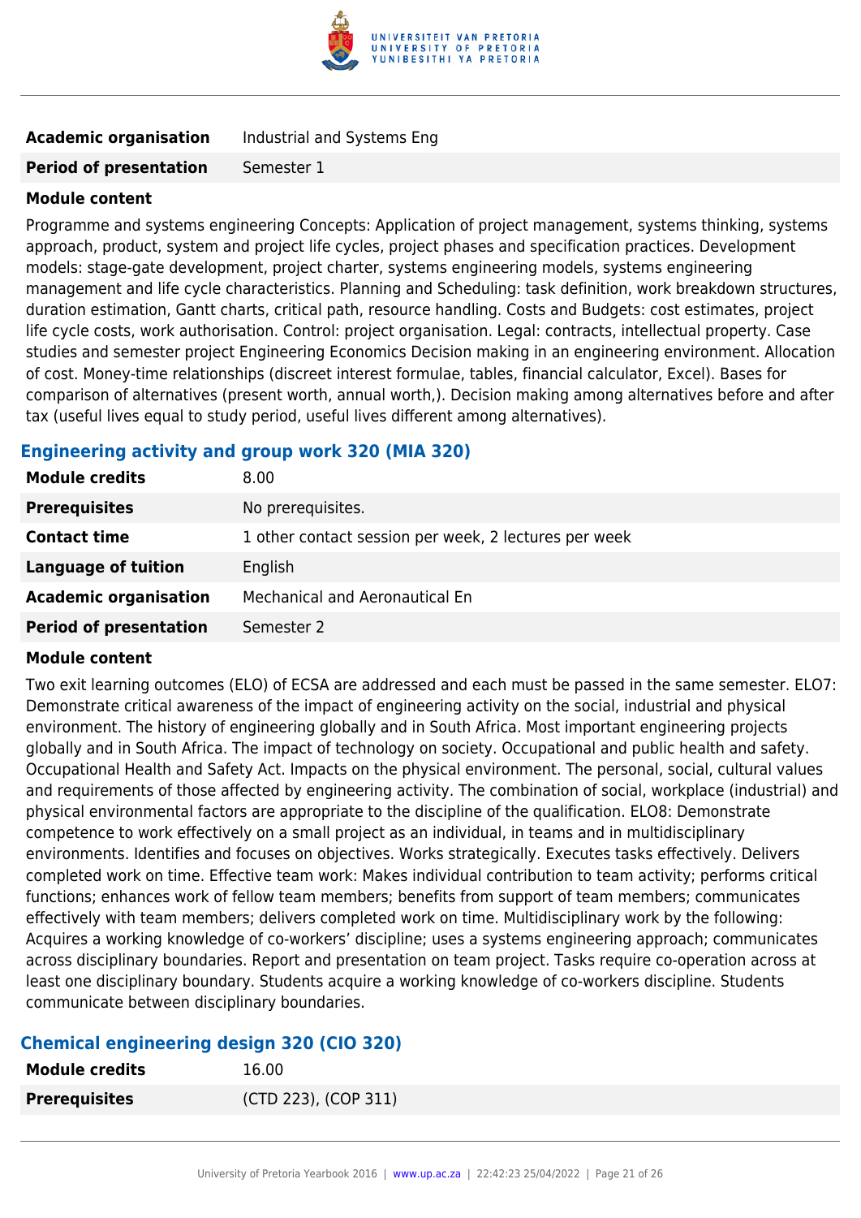| | |
|---|---|
| **Academic organisation** | Industrial and Systems Eng |
| **Period of presentation** | Semester 1 |

**Module content**

Programme and systems engineering Concepts: Application of project management, systems thinking, systems approach, product, system and project life cycles, project phases and specification practices. Development models: stage-gate development, project charter, systems engineering models, systems engineering management and life cycle characteristics. Planning and Scheduling: task definition, work breakdown structures, duration estimation, Gantt charts, critical path, resource handling. Costs and Budgets: cost estimates, project life cycle costs, work authorisation. Control: project organisation. Legal: contracts, intellectual property. Case studies and semester project Engineering Economics Decision making in an engineering environment. Allocation of cost. Money-time relationships (discreet interest formulae, tables, financial calculator, Excel). Bases for comparison of alternatives (present worth, annual worth,). Decision making among alternatives before and after tax (useful lives equal to study period, useful lives different among alternatives).

### Engineering activity and group work 320 (MIA 320)

| | |
|---|---|
| **Module credits** | 8.00 |
| **Prerequisites** | No prerequisites. |
| **Contact time** | 1 other contact session per week, 2 lectures per week |
| **Language of tuition** | English |
| **Academic organisation** | Mechanical and Aeronautical En |
| **Period of presentation** | Semester 2 |

**Module content**

Two exit learning outcomes (ELO) of ECSA are addressed and each must be passed in the same semester. ELO7: Demonstrate critical awareness of the impact of engineering activity on the social, industrial and physical environment. The history of engineering globally and in South Africa. Most important engineering projects globally and in South Africa. The impact of technology on society. Occupational and public health and safety. Occupational Health and Safety Act. Impacts on the physical environment. The personal, social, cultural values and requirements of those affected by engineering activity. The combination of social, workplace (industrial) and physical environmental factors are appropriate to the discipline of the qualification. ELO8: Demonstrate competence to work effectively on a small project as an individual, in teams and in multidisciplinary environments. Identifies and focuses on objectives. Works strategically. Executes tasks effectively. Delivers completed work on time. Effective team work: Makes individual contribution to team activity; performs critical functions; enhances work of fellow team members; benefits from support of team members; communicates effectively with team members; delivers completed work on time. Multidisciplinary work by the following: Acquires a working knowledge of co-workers' discipline; uses a systems engineering approach; communicates across disciplinary boundaries. Report and presentation on team project. Tasks require co-operation across at least one disciplinary boundary. Students acquire a working knowledge of co-workers discipline. Students communicate between disciplinary boundaries.

### Chemical engineering design 320 (CIO 320)

| | |
|---|---|
| **Module credits** | 16.00 |
| **Prerequisites** | (CTD 223), (COP 311) |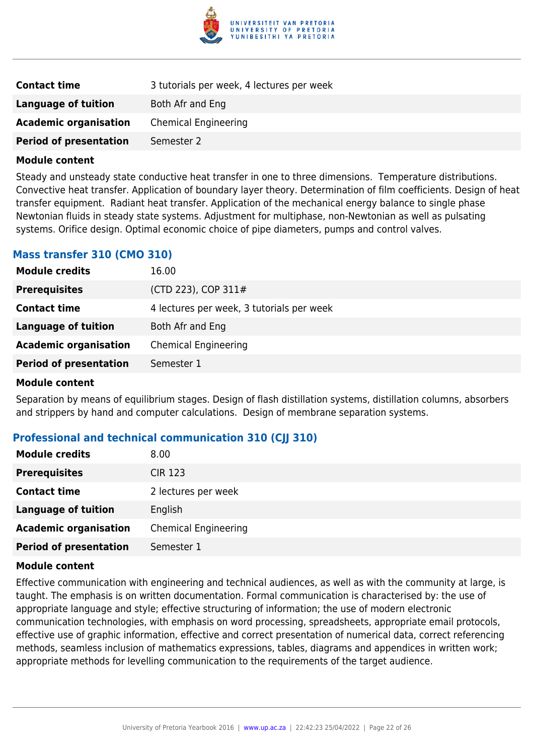| | |
|---|---|
| **Contact time** | 3 tutorials per week, 4 lectures per week |
| **Language of tuition** | Both Afr and Eng |
| **Academic organisation** | Chemical Engineering |
| **Period of presentation** | Semester 2 |

**Module content**

Steady and unsteady state conductive heat transfer in one to three dimensions. Temperature distributions. Convective heat transfer. Application of boundary layer theory. Determination of film coefficients. Design of heat transfer equipment. Radiant heat transfer. Application of the mechanical energy balance to single phase Newtonian fluids in steady state systems. Adjustment for multiphase, non-Newtonian as well as pulsating systems. Orifice design. Optimal economic choice of pipe diameters, pumps and control valves.

### Mass transfer 310 (CMO 310)

| | |
|---|---|
| **Module credits** | 16.00 |
| **Prerequisites** | (CTD 223), COP 311# |
| **Contact time** | 4 lectures per week, 3 tutorials per week |
| **Language of tuition** | Both Afr and Eng |
| **Academic organisation** | Chemical Engineering |
| **Period of presentation** | Semester 1 |

**Module content**

Separation by means of equilibrium stages. Design of flash distillation systems, distillation columns, absorbers and strippers by hand and computer calculations. Design of membrane separation systems.

### Professional and technical communication 310 (CJJ 310)

| | |
|---|---|
| **Module credits** | 8.00 |
| **Prerequisites** | CIR 123 |
| **Contact time** | 2 lectures per week |
| **Language of tuition** | English |
| **Academic organisation** | Chemical Engineering |
| **Period of presentation** | Semester 1 |

**Module content**

Effective communication with engineering and technical audiences, as well as with the community at large, is taught. The emphasis is on written documentation. Formal communication is characterised by: the use of appropriate language and style; effective structuring of information; the use of modern electronic communication technologies, with emphasis on word processing, spreadsheets, appropriate email protocols, effective use of graphic information, effective and correct presentation of numerical data, correct referencing methods, seamless inclusion of mathematics expressions, tables, diagrams and appendices in written work; appropriate methods for levelling communication to the requirements of the target audience.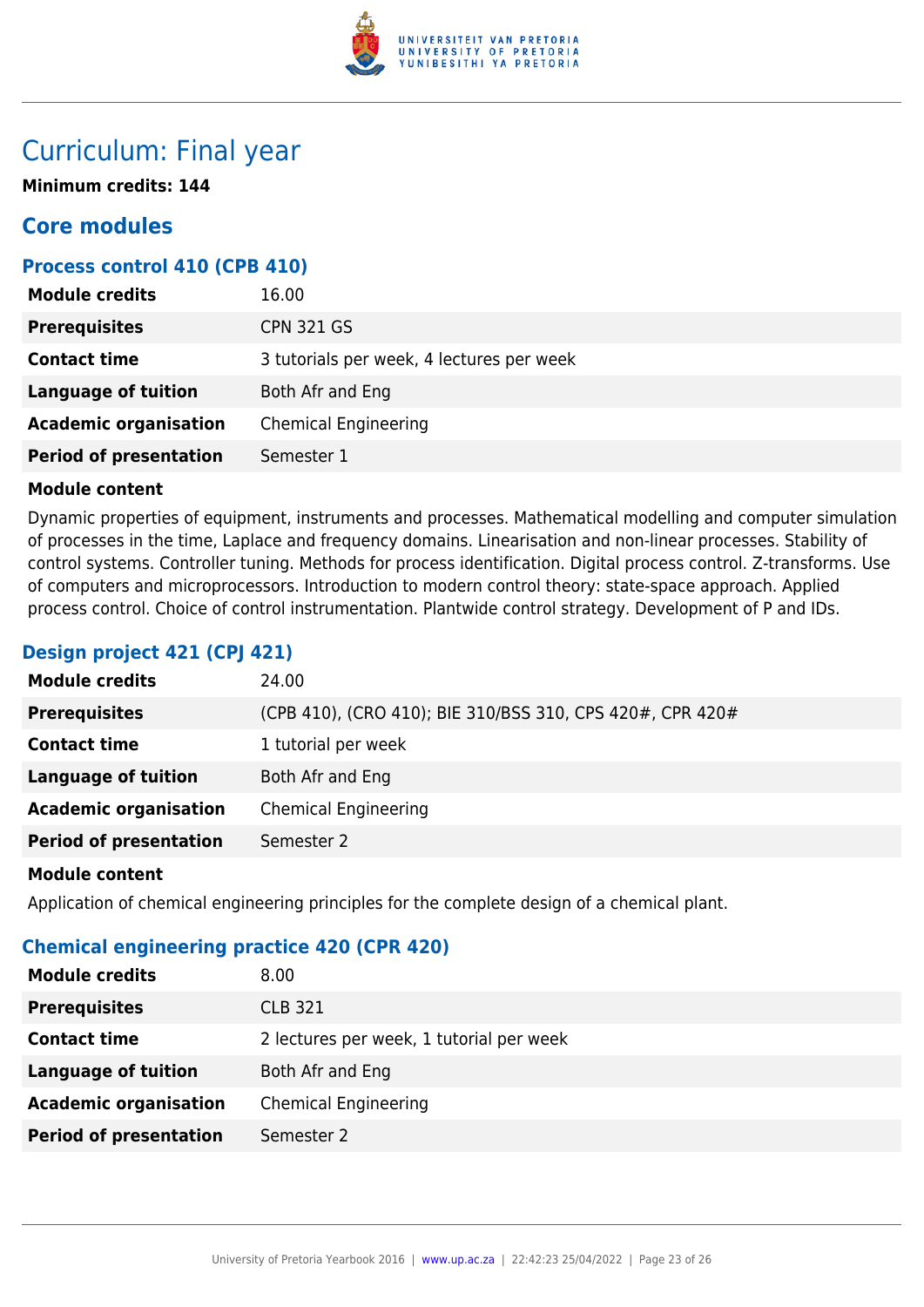# Curriculum: Final year

**Minimum credits: 144**

## Core modules

### Process control 410 (CPB 410)

| | |
|---|---|
| **Module credits** | 16.00 |
| **Prerequisites** | CPN 321 GS |
| **Contact time** | 3 tutorials per week, 4 lectures per week |
| **Language of tuition** | Both Afr and Eng |
| **Academic organisation** | Chemical Engineering |
| **Period of presentation** | Semester 1 |

**Module content**

Dynamic properties of equipment, instruments and processes. Mathematical modelling and computer simulation of processes in the time, Laplace and frequency domains. Linearisation and non-linear processes. Stability of control systems. Controller tuning. Methods for process identification. Digital process control. Z-transforms. Use of computers and microprocessors. Introduction to modern control theory: state-space approach. Applied process control. Choice of control instrumentation. Plantwide control strategy. Development of P and IDs.

### Design project 421 (CPJ 421)

| | |
|---|---|
| **Module credits** | 24.00 |
| **Prerequisites** | (CPB 410), (CRO 410); BIE 310/BSS 310, CPS 420#, CPR 420# |
| **Contact time** | 1 tutorial per week |
| **Language of tuition** | Both Afr and Eng |
| **Academic organisation** | Chemical Engineering |
| **Period of presentation** | Semester 2 |

**Module content**

Application of chemical engineering principles for the complete design of a chemical plant.

### Chemical engineering practice 420 (CPR 420)

| | |
|---|---|
| **Module credits** | 8.00 |
| **Prerequisites** | CLB 321 |
| **Contact time** | 2 lectures per week, 1 tutorial per week |
| **Language of tuition** | Both Afr and Eng |
| **Academic organisation** | Chemical Engineering |
| **Period of presentation** | Semester 2 |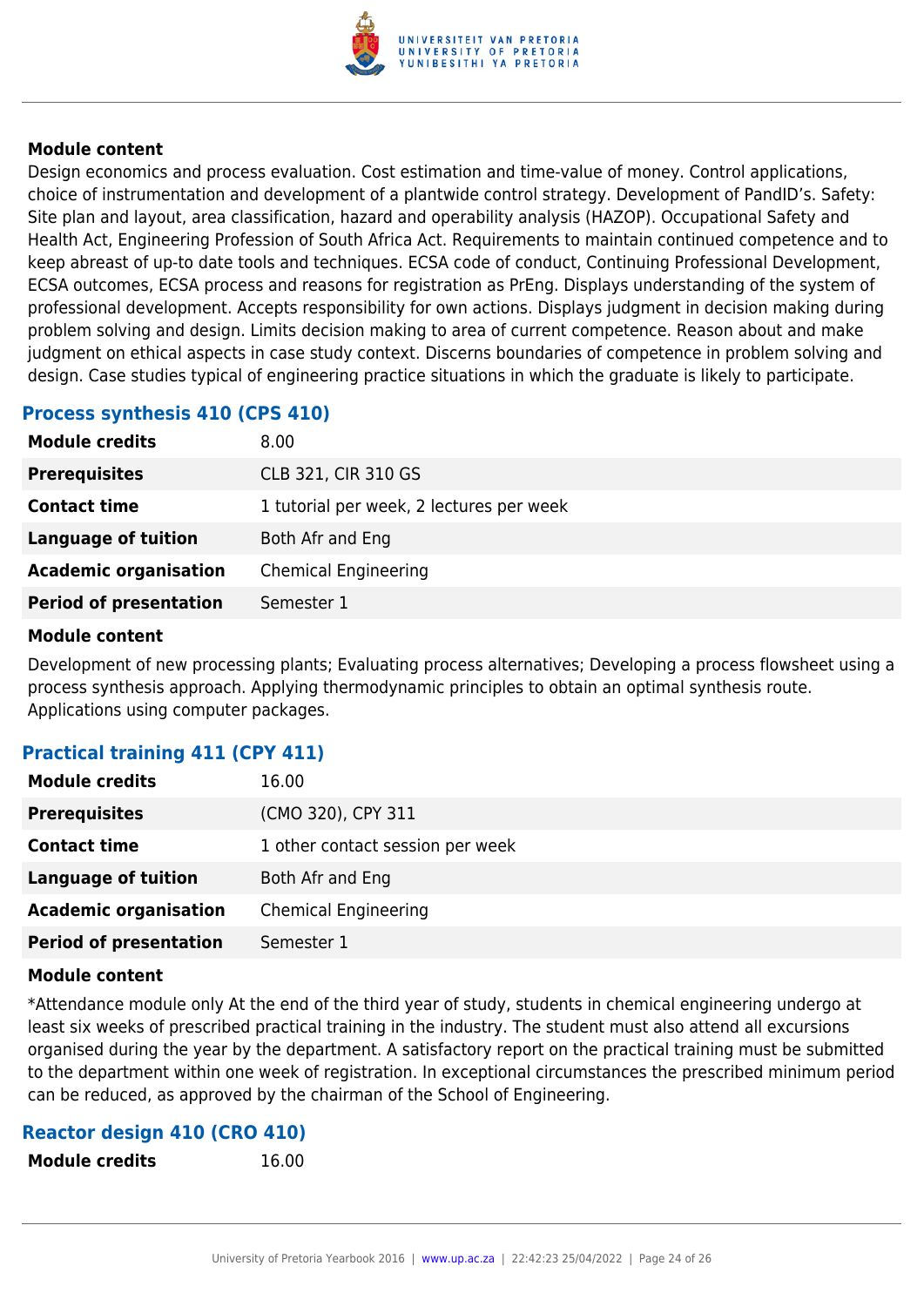#### Module content

Design economics and process evaluation. Cost estimation and time-value of money. Control applications, choice of instrumentation and development of a plantwide control strategy. Development of PandID's. Safety: Site plan and layout, area classification, hazard and operability analysis (HAZOP). Occupational Safety and Health Act, Engineering Profession of South Africa Act. Requirements to maintain continued competence and to keep abreast of up-to date tools and techniques. ECSA code of conduct, Continuing Professional Development, ECSA outcomes, ECSA process and reasons for registration as PrEng. Displays understanding of the system of professional development. Accepts responsibility for own actions. Displays judgment in decision making during problem solving and design. Limits decision making to area of current competence. Reason about and make judgment on ethical aspects in case study context. Discerns boundaries of competence in problem solving and design. Case studies typical of engineering practice situations in which the graduate is likely to participate.

### Process synthesis 410 (CPS 410)

| | |
|---|---|
| **Module credits** | 8.00 |
| **Prerequisites** | CLB 321, CIR 310 GS |
| **Contact time** | 1 tutorial per week, 2 lectures per week |
| **Language of tuition** | Both Afr and Eng |
| **Academic organisation** | Chemical Engineering |
| **Period of presentation** | Semester 1 |

#### Module content

Development of new processing plants; Evaluating process alternatives; Developing a process flowsheet using a process synthesis approach. Applying thermodynamic principles to obtain an optimal synthesis route. Applications using computer packages.

### Practical training 411 (CPY 411)

| | |
|---|---|
| **Module credits** | 16.00 |
| **Prerequisites** | (CMO 320), CPY 311 |
| **Contact time** | 1 other contact session per week |
| **Language of tuition** | Both Afr and Eng |
| **Academic organisation** | Chemical Engineering |
| **Period of presentation** | Semester 1 |

#### Module content

*Attendance module only At the end of the third year of study, students in chemical engineering undergo at least six weeks of prescribed practical training in the industry. The student must also attend all excursions organised during the year by the department. A satisfactory report on the practical training must be submitted to the department within one week of registration. In exceptional circumstances the prescribed minimum period can be reduced, as approved by the chairman of the School of Engineering.

### Reactor design 410 (CRO 410)

| | |
|---|---|
| **Module credits** | 16.00 |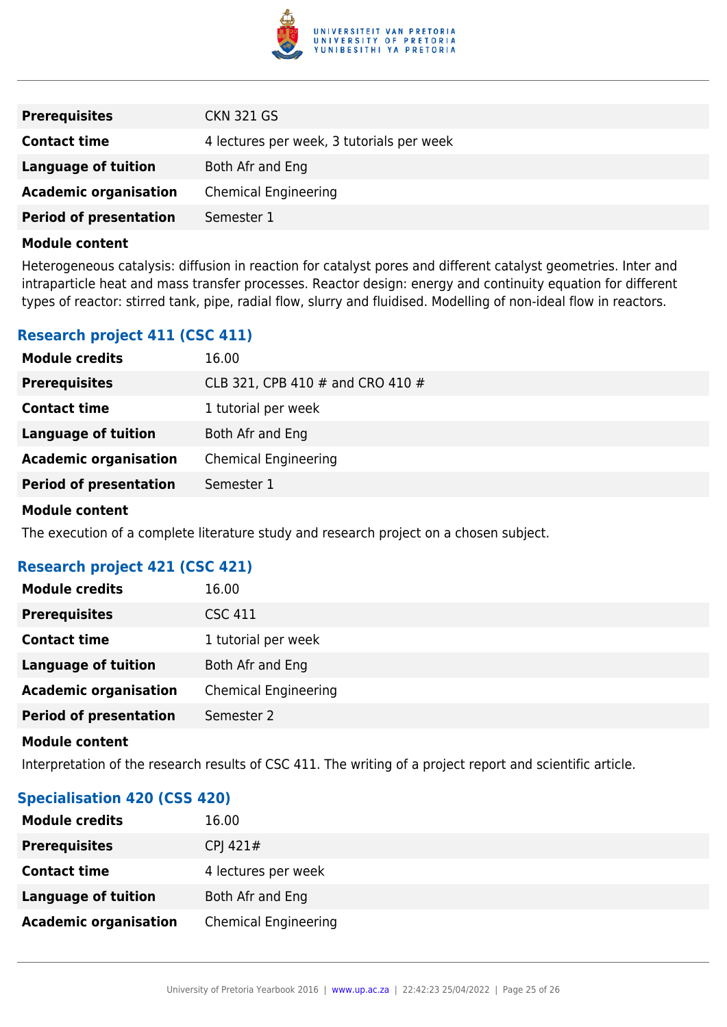| | |
|---|---|
| **Prerequisites** | CKN 321 GS |
| **Contact time** | 4 lectures per week, 3 tutorials per week |
| **Language of tuition** | Both Afr and Eng |
| **Academic organisation** | Chemical Engineering |
| **Period of presentation** | Semester 1 |

**Module content**

Heterogeneous catalysis: diffusion in reaction for catalyst pores and different catalyst geometries. Inter and intraparticle heat and mass transfer processes. Reactor design: energy and continuity equation for different types of reactor: stirred tank, pipe, radial flow, slurry and fluidised. Modelling of non-ideal flow in reactors.

### Research project 411 (CSC 411)

| | |
|---|---|
| **Module credits** | 16.00 |
| **Prerequisites** | CLB 321, CPB 410 # and CRO 410 # |
| **Contact time** | 1 tutorial per week |
| **Language of tuition** | Both Afr and Eng |
| **Academic organisation** | Chemical Engineering |
| **Period of presentation** | Semester 1 |

**Module content**

The execution of a complete literature study and research project on a chosen subject.

### Research project 421 (CSC 421)

| | |
|---|---|
| **Module credits** | 16.00 |
| **Prerequisites** | CSC 411 |
| **Contact time** | 1 tutorial per week |
| **Language of tuition** | Both Afr and Eng |
| **Academic organisation** | Chemical Engineering |
| **Period of presentation** | Semester 2 |

**Module content**

Interpretation of the research results of CSC 411. The writing of a project report and scientific article.

### Specialisation 420 (CSS 420)

| | |
|---|---|
| **Module credits** | 16.00 |
| **Prerequisites** | CPJ 421# |
| **Contact time** | 4 lectures per week |
| **Language of tuition** | Both Afr and Eng |
| **Academic organisation** | Chemical Engineering |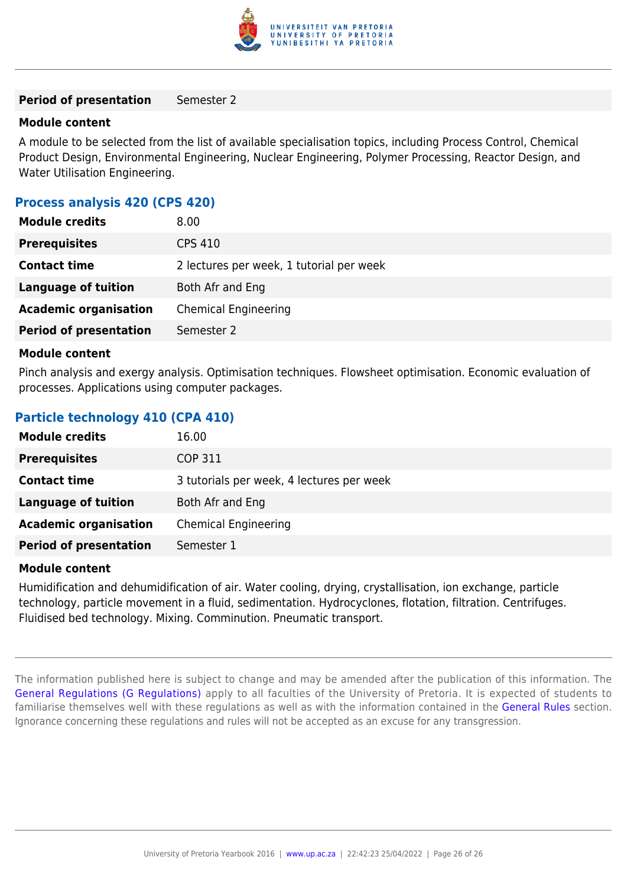| | |
|---|---|
| **Period of presentation** | Semester 2 |

**Module content**

A module to be selected from the list of available specialisation topics, including Process Control, Chemical Product Design, Environmental Engineering, Nuclear Engineering, Polymer Processing, Reactor Design, and Water Utilisation Engineering.

### Process analysis 420 (CPS 420)

| | |
|---|---|
| **Module credits** | 8.00 |
| **Prerequisites** | CPS 410 |
| **Contact time** | 2 lectures per week, 1 tutorial per week |
| **Language of tuition** | Both Afr and Eng |
| **Academic organisation** | Chemical Engineering |
| **Period of presentation** | Semester 2 |

**Module content**

Pinch analysis and exergy analysis. Optimisation techniques. Flowsheet optimisation. Economic evaluation of processes. Applications using computer packages.

### Particle technology 410 (CPA 410)

| | |
|---|---|
| **Module credits** | 16.00 |
| **Prerequisites** | COP 311 |
| **Contact time** | 3 tutorials per week, 4 lectures per week |
| **Language of tuition** | Both Afr and Eng |
| **Academic organisation** | Chemical Engineering |
| **Period of presentation** | Semester 1 |

**Module content**

Humidification and dehumidification of air. Water cooling, drying, crystallisation, ion exchange, particle technology, particle movement in a fluid, sedimentation. Hydrocyclones, flotation, filtration. Centrifuges. Fluidised bed technology. Mixing. Comminution. Pneumatic transport.

The information published here is subject to change and may be amended after the publication of this information. The General Regulations (G Regulations) apply to all faculties of the University of Pretoria. It is expected of students to familiarise themselves well with these regulations as well as with the information contained in the General Rules section. Ignorance concerning these regulations and rules will not be accepted as an excuse for any transgression.